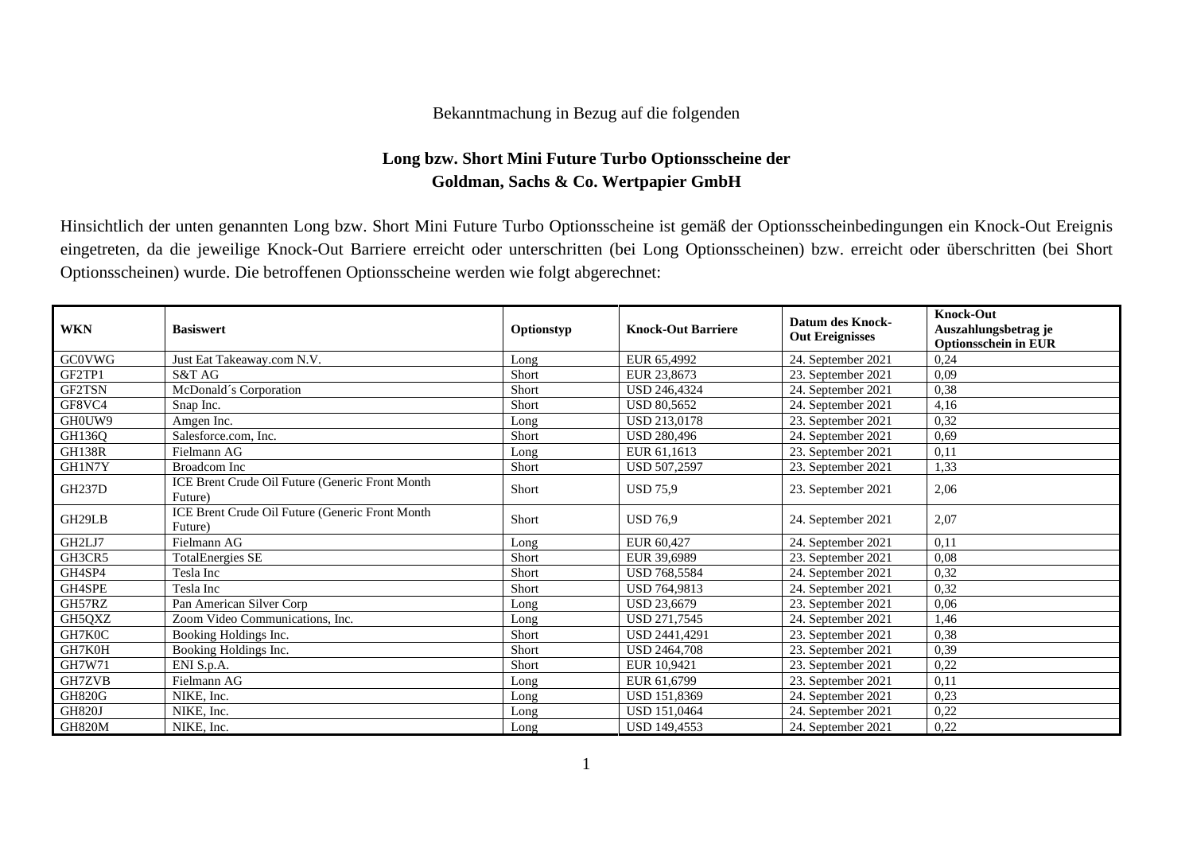Bekanntmachung in Bezug auf die folgenden

**Long bzw. Short Mini Future Turbo Optionsscheine der Goldman, Sachs & Co. Wertpapier GmbH**

Hinsichtlich der unten genannten Long bzw. Short Mini Future Turbo Optionsscheine ist gemäß der Optionsscheinbedingungen ein Knock-Out Ereignis eingetreten, da die jeweilige Knock-Out Barriere erreicht oder unterschritten (bei Long Optionsscheinen) bzw. erreicht oder überschritten (bei Short Optionsscheinen) wurde. Die betroffenen Optionsscheine werden wie folgt abgerechnet:

| WKN | Basiswert | Optionstyp | Knock-Out Barriere | Datum des Knock-Out Ereignisses | Knock-Out Auszahlungsbetrag je Optionsschein in EUR |
|---|---|---|---|---|---|
| GC0VWG | Just Eat Takeaway.com N.V. | Long | EUR 65,4992 | 24. September 2021 | 0,24 |
| GF2TP1 | S&T AG | Short | EUR 23,8673 | 23. September 2021 | 0,09 |
| GF2TSN | McDonald´s Corporation | Short | USD 246,4324 | 24. September 2021 | 0,38 |
| GF8VC4 | Snap Inc. | Short | USD 80,5652 | 24. September 2021 | 4,16 |
| GH0UW9 | Amgen Inc. | Long | USD 213,0178 | 23. September 2021 | 0,32 |
| GH136Q | Salesforce.com, Inc. | Short | USD 280,496 | 24. September 2021 | 0,69 |
| GH138R | Fielmann AG | Long | EUR 61,1613 | 23. September 2021 | 0,11 |
| GH1N7Y | Broadcom Inc | Short | USD 507,2597 | 23. September 2021 | 1,33 |
| GH237D | ICE Brent Crude Oil Future (Generic Front Month Future) | Short | USD 75,9 | 23. September 2021 | 2,06 |
| GH29LB | ICE Brent Crude Oil Future (Generic Front Month Future) | Short | USD 76,9 | 24. September 2021 | 2,07 |
| GH2LJ7 | Fielmann AG | Long | EUR 60,427 | 24. September 2021 | 0,11 |
| GH3CR5 | TotalEnergies SE | Short | EUR 39,6989 | 23. September 2021 | 0,08 |
| GH4SP4 | Tesla Inc | Short | USD 768,5584 | 24. September 2021 | 0,32 |
| GH4SPE | Tesla Inc | Short | USD 764,9813 | 24. September 2021 | 0,32 |
| GH57RZ | Pan American Silver Corp | Long | USD 23,6679 | 23. September 2021 | 0,06 |
| GH5QXZ | Zoom Video Communications, Inc. | Long | USD 271,7545 | 24. September 2021 | 1,46 |
| GH7K0C | Booking Holdings Inc. | Short | USD 2441,4291 | 23. September 2021 | 0,38 |
| GH7K0H | Booking Holdings Inc. | Short | USD 2464,708 | 23. September 2021 | 0,39 |
| GH7W71 | ENI S.p.A. | Short | EUR 10,9421 | 23. September 2021 | 0,22 |
| GH7ZVB | Fielmann AG | Long | EUR 61,6799 | 23. September 2021 | 0,11 |
| GH820G | NIKE, Inc. | Long | USD 151,8369 | 24. September 2021 | 0,23 |
| GH820J | NIKE, Inc. | Long | USD 151,0464 | 24. September 2021 | 0,22 |
| GH820M | NIKE, Inc. | Long | USD 149,4553 | 24. September 2021 | 0,22 |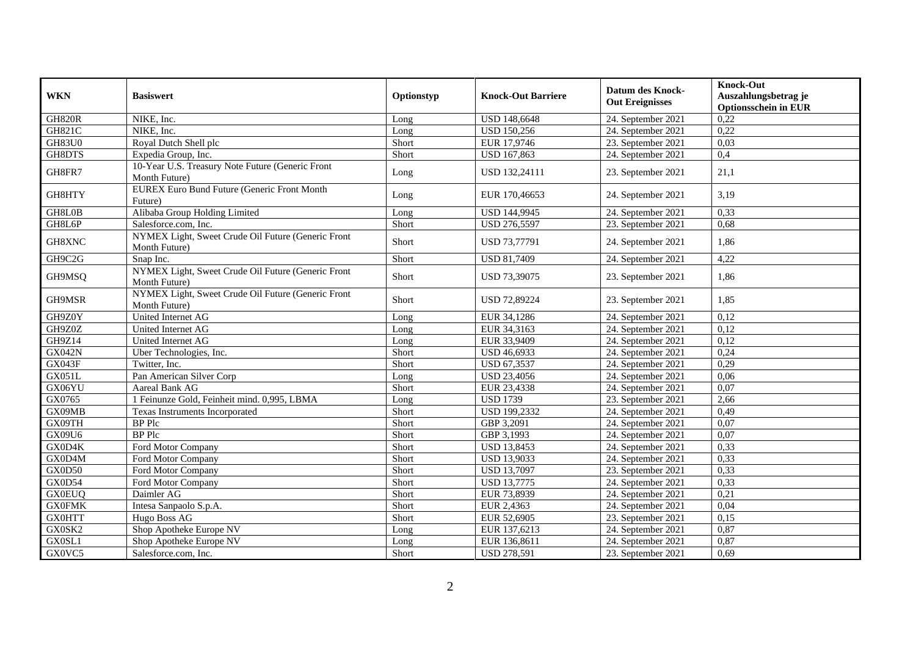| WKN | Basiswert | Optionstyp | Knock-Out Barriere | Datum des Knock-Out Ereignisses | Knock-Out Auszahlungsbetrag je Optionsschein in EUR |
|---|---|---|---|---|---|
| GH820R | NIKE, Inc. | Long | USD 148,6648 | 24. September 2021 | 0,22 |
| GH821C | NIKE, Inc. | Long | USD 150,256 | 24. September 2021 | 0,22 |
| GH83U0 | Royal Dutch Shell plc | Short | EUR 17,9746 | 23. September 2021 | 0,03 |
| GH8DTS | Expedia Group, Inc. | Short | USD 167,863 | 24. September 2021 | 0,4 |
| GH8FR7 | 10-Year U.S. Treasury Note Future (Generic Front Month Future) | Long | USD 132,24111 | 23. September 2021 | 21,1 |
| GH8HTY | EUREX Euro Bund Future (Generic Front Month Future) | Long | EUR 170,46653 | 24. September 2021 | 3,19 |
| GH8L0B | Alibaba Group Holding Limited | Long | USD 144,9945 | 24. September 2021 | 0,33 |
| GH8L6P | Salesforce.com, Inc. | Short | USD 276,5597 | 23. September 2021 | 0,68 |
| GH8XNC | NYMEX Light, Sweet Crude Oil Future (Generic Front Month Future) | Short | USD 73,77791 | 24. September 2021 | 1,86 |
| GH9C2G | Snap Inc. | Short | USD 81,7409 | 24. September 2021 | 4,22 |
| GH9MSQ | NYMEX Light, Sweet Crude Oil Future (Generic Front Month Future) | Short | USD 73,39075 | 23. September 2021 | 1,86 |
| GH9MSR | NYMEX Light, Sweet Crude Oil Future (Generic Front Month Future) | Short | USD 72,89224 | 23. September 2021 | 1,85 |
| GH9Z0Y | United Internet AG | Long | EUR 34,1286 | 24. September 2021 | 0,12 |
| GH9Z0Z | United Internet AG | Long | EUR 34,3163 | 24. September 2021 | 0,12 |
| GH9Z14 | United Internet AG | Long | EUR 33,9409 | 24. September 2021 | 0,12 |
| GX042N | Uber Technologies, Inc. | Short | USD 46,6933 | 24. September 2021 | 0,24 |
| GX043F | Twitter, Inc. | Short | USD 67,3537 | 24. September 2021 | 0,29 |
| GX051L | Pan American Silver Corp | Long | USD 23,4056 | 24. September 2021 | 0,06 |
| GX06YU | Aareal Bank AG | Short | EUR 23,4338 | 24. September 2021 | 0,07 |
| GX0765 | 1 Feinunze Gold, Feinheit mind. 0,995, LBMA | Long | USD 1739 | 23. September 2021 | 2,66 |
| GX09MB | Texas Instruments Incorporated | Short | USD 199,2332 | 24. September 2021 | 0,49 |
| GX09TH | BP Plc | Short | GBP 3,2091 | 24. September 2021 | 0,07 |
| GX09U6 | BP Plc | Short | GBP 3,1993 | 24. September 2021 | 0,07 |
| GX0D4K | Ford Motor Company | Short | USD 13,8453 | 24. September 2021 | 0,33 |
| GX0D4M | Ford Motor Company | Short | USD 13,9033 | 24. September 2021 | 0,33 |
| GX0D50 | Ford Motor Company | Short | USD 13,7097 | 23. September 2021 | 0,33 |
| GX0D54 | Ford Motor Company | Short | USD 13,7775 | 24. September 2021 | 0,33 |
| GX0EUQ | Daimler AG | Short | EUR 73,8939 | 24. September 2021 | 0,21 |
| GX0FMK | Intesa Sanpaolo S.p.A. | Short | EUR 2,4363 | 24. September 2021 | 0,04 |
| GX0HTT | Hugo Boss AG | Short | EUR 52,6905 | 23. September 2021 | 0,15 |
| GX0SK2 | Shop Apotheke Europe NV | Long | EUR 137,6213 | 24. September 2021 | 0,87 |
| GX0SL1 | Shop Apotheke Europe NV | Long | EUR 136,8611 | 24. September 2021 | 0,87 |
| GX0VC5 | Salesforce.com, Inc. | Short | USD 278,591 | 23. September 2021 | 0,69 |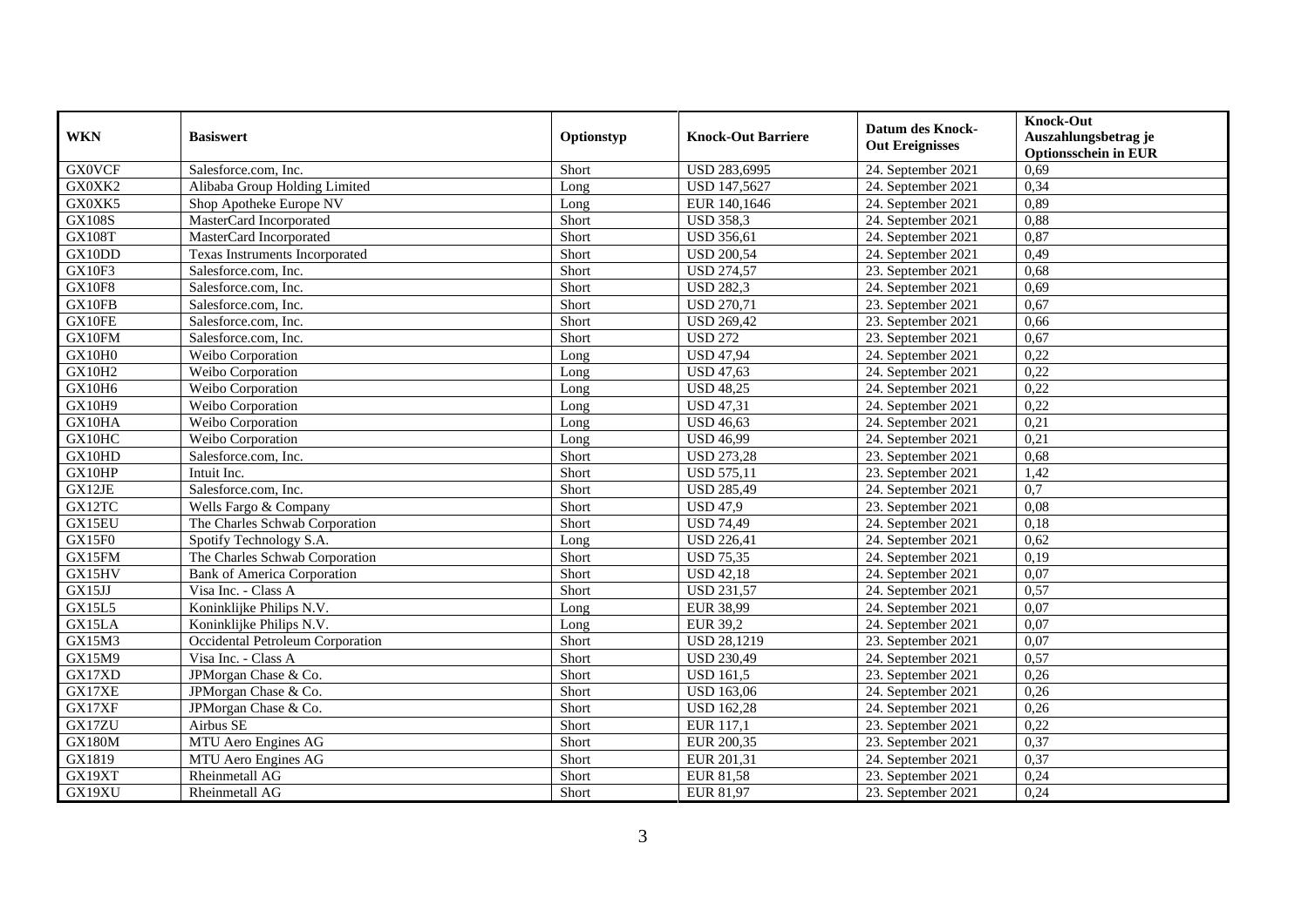| WKN | Basiswert | Optionstyp | Knock-Out Barriere | Datum des Knock-Out Ereignisses | Knock-Out Auszahlungsbetrag je Optionsschein in EUR |
|---|---|---|---|---|---|
| GX0VCF | Salesforce.com, Inc. | Short | USD 283,6995 | 24. September 2021 | 0,69 |
| GX0XK2 | Alibaba Group Holding Limited | Long | USD 147,5627 | 24. September 2021 | 0,34 |
| GX0XK5 | Shop Apotheke Europe NV | Long | EUR 140,1646 | 24. September 2021 | 0,89 |
| GX108S | MasterCard Incorporated | Short | USD 358,3 | 24. September 2021 | 0,88 |
| GX108T | MasterCard Incorporated | Short | USD 356,61 | 24. September 2021 | 0,87 |
| GX10DD | Texas Instruments Incorporated | Short | USD 200,54 | 24. September 2021 | 0,49 |
| GX10F3 | Salesforce.com, Inc. | Short | USD 274,57 | 23. September 2021 | 0,68 |
| GX10F8 | Salesforce.com, Inc. | Short | USD 282,3 | 24. September 2021 | 0,69 |
| GX10FB | Salesforce.com, Inc. | Short | USD 270,71 | 23. September 2021 | 0,67 |
| GX10FE | Salesforce.com, Inc. | Short | USD 269,42 | 23. September 2021 | 0,66 |
| GX10FM | Salesforce.com, Inc. | Short | USD 272 | 23. September 2021 | 0,67 |
| GX10H0 | Weibo Corporation | Long | USD 47,94 | 24. September 2021 | 0,22 |
| GX10H2 | Weibo Corporation | Long | USD 47,63 | 24. September 2021 | 0,22 |
| GX10H6 | Weibo Corporation | Long | USD 48,25 | 24. September 2021 | 0,22 |
| GX10H9 | Weibo Corporation | Long | USD 47,31 | 24. September 2021 | 0,22 |
| GX10HA | Weibo Corporation | Long | USD 46,63 | 24. September 2021 | 0,21 |
| GX10HC | Weibo Corporation | Long | USD 46,99 | 24. September 2021 | 0,21 |
| GX10HD | Salesforce.com, Inc. | Short | USD 273,28 | 23. September 2021 | 0,68 |
| GX10HP | Intuit Inc. | Short | USD 575,11 | 23. September 2021 | 1,42 |
| GX12JE | Salesforce.com, Inc. | Short | USD 285,49 | 24. September 2021 | 0,7 |
| GX12TC | Wells Fargo & Company | Short | USD 47,9 | 23. September 2021 | 0,08 |
| GX15EU | The Charles Schwab Corporation | Short | USD 74,49 | 24. September 2021 | 0,18 |
| GX15F0 | Spotify Technology S.A. | Long | USD 226,41 | 24. September 2021 | 0,62 |
| GX15FM | The Charles Schwab Corporation | Short | USD 75,35 | 24. September 2021 | 0,19 |
| GX15HV | Bank of America Corporation | Short | USD 42,18 | 24. September 2021 | 0,07 |
| GX15JJ | Visa Inc. - Class A | Short | USD 231,57 | 24. September 2021 | 0,57 |
| GX15L5 | Koninklijke Philips N.V. | Long | EUR 38,99 | 24. September 2021 | 0,07 |
| GX15LA | Koninklijke Philips N.V. | Long | EUR 39,2 | 24. September 2021 | 0,07 |
| GX15M3 | Occidental Petroleum Corporation | Short | USD 28,1219 | 23. September 2021 | 0,07 |
| GX15M9 | Visa Inc. - Class A | Short | USD 230,49 | 24. September 2021 | 0,57 |
| GX17XD | JPMorgan Chase & Co. | Short | USD 161,5 | 23. September 2021 | 0,26 |
| GX17XE | JPMorgan Chase & Co. | Short | USD 163,06 | 24. September 2021 | 0,26 |
| GX17XF | JPMorgan Chase & Co. | Short | USD 162,28 | 24. September 2021 | 0,26 |
| GX17ZU | Airbus SE | Short | EUR 117,1 | 23. September 2021 | 0,22 |
| GX180M | MTU Aero Engines AG | Short | EUR 200,35 | 23. September 2021 | 0,37 |
| GX1819 | MTU Aero Engines AG | Short | EUR 201,31 | 24. September 2021 | 0,37 |
| GX19XT | Rheinmetall AG | Short | EUR 81,58 | 23. September 2021 | 0,24 |
| GX19XU | Rheinmetall AG | Short | EUR 81,97 | 23. September 2021 | 0,24 |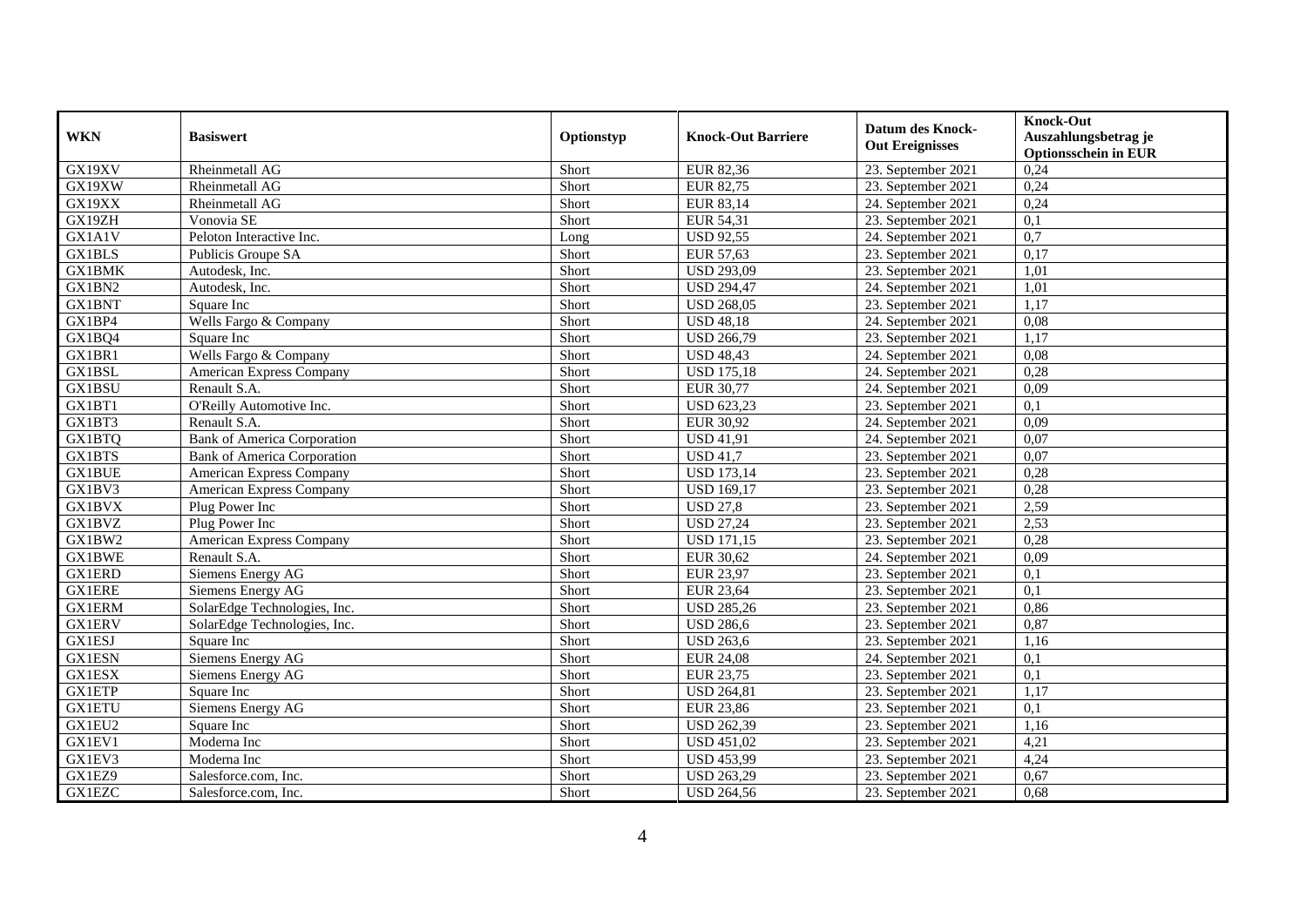| WKN | Basiswert | Optionstyp | Knock-Out Barriere | Datum des Knock-Out Ereignisses | Knock-Out Auszahlungsbetrag je Optionsschein in EUR |
|---|---|---|---|---|---|
| GX19XV | Rheinmetall AG | Short | EUR 82,36 | 23. September 2021 | 0,24 |
| GX19XW | Rheinmetall AG | Short | EUR 82,75 | 23. September 2021 | 0,24 |
| GX19XX | Rheinmetall AG | Short | EUR 83,14 | 24. September 2021 | 0,24 |
| GX19ZH | Vonovia SE | Short | EUR 54,31 | 23. September 2021 | 0,1 |
| GX1A1V | Peloton Interactive Inc. | Long | USD 92,55 | 24. September 2021 | 0,7 |
| GX1BLS | Publicis Groupe SA | Short | EUR 57,63 | 23. September 2021 | 0,17 |
| GX1BMK | Autodesk, Inc. | Short | USD 293,09 | 23. September 2021 | 1,01 |
| GX1BN2 | Autodesk, Inc. | Short | USD 294,47 | 24. September 2021 | 1,01 |
| GX1BNT | Square Inc | Short | USD 268,05 | 23. September 2021 | 1,17 |
| GX1BP4 | Wells Fargo & Company | Short | USD 48,18 | 24. September 2021 | 0,08 |
| GX1BQ4 | Square Inc | Short | USD 266,79 | 23. September 2021 | 1,17 |
| GX1BR1 | Wells Fargo & Company | Short | USD 48,43 | 24. September 2021 | 0,08 |
| GX1BSL | American Express Company | Short | USD 175,18 | 24. September 2021 | 0,28 |
| GX1BSU | Renault S.A. | Short | EUR 30,77 | 24. September 2021 | 0,09 |
| GX1BT1 | O'Reilly Automotive Inc. | Short | USD 623,23 | 23. September 2021 | 0,1 |
| GX1BT3 | Renault S.A. | Short | EUR 30,92 | 24. September 2021 | 0,09 |
| GX1BTQ | Bank of America Corporation | Short | USD 41,91 | 24. September 2021 | 0,07 |
| GX1BTS | Bank of America Corporation | Short | USD 41,7 | 23. September 2021 | 0,07 |
| GX1BUE | American Express Company | Short | USD 173,14 | 23. September 2021 | 0,28 |
| GX1BV3 | American Express Company | Short | USD 169,17 | 23. September 2021 | 0,28 |
| GX1BVX | Plug Power Inc | Short | USD 27,8 | 23. September 2021 | 2,59 |
| GX1BVZ | Plug Power Inc | Short | USD 27,24 | 23. September 2021 | 2,53 |
| GX1BW2 | American Express Company | Short | USD 171,15 | 23. September 2021 | 0,28 |
| GX1BWE | Renault S.A. | Short | EUR 30,62 | 24. September 2021 | 0,09 |
| GX1ERD | Siemens Energy AG | Short | EUR 23,97 | 23. September 2021 | 0,1 |
| GX1ERE | Siemens Energy AG | Short | EUR 23,64 | 23. September 2021 | 0,1 |
| GX1ERM | SolarEdge Technologies, Inc. | Short | USD 285,26 | 23. September 2021 | 0,86 |
| GX1ERV | SolarEdge Technologies, Inc. | Short | USD 286,6 | 23. September 2021 | 0,87 |
| GX1ESJ | Square Inc | Short | USD 263,6 | 23. September 2021 | 1,16 |
| GX1ESN | Siemens Energy AG | Short | EUR 24,08 | 24. September 2021 | 0,1 |
| GX1ESX | Siemens Energy AG | Short | EUR 23,75 | 23. September 2021 | 0,1 |
| GX1ETP | Square Inc | Short | USD 264,81 | 23. September 2021 | 1,17 |
| GX1ETU | Siemens Energy AG | Short | EUR 23,86 | 23. September 2021 | 0,1 |
| GX1EU2 | Square Inc | Short | USD 262,39 | 23. September 2021 | 1,16 |
| GX1EV1 | Moderna Inc | Short | USD 451,02 | 23. September 2021 | 4,21 |
| GX1EV3 | Moderna Inc | Short | USD 453,99 | 23. September 2021 | 4,24 |
| GX1EZ9 | Salesforce.com, Inc. | Short | USD 263,29 | 23. September 2021 | 0,67 |
| GX1EZC | Salesforce.com, Inc. | Short | USD 264,56 | 23. September 2021 | 0,68 |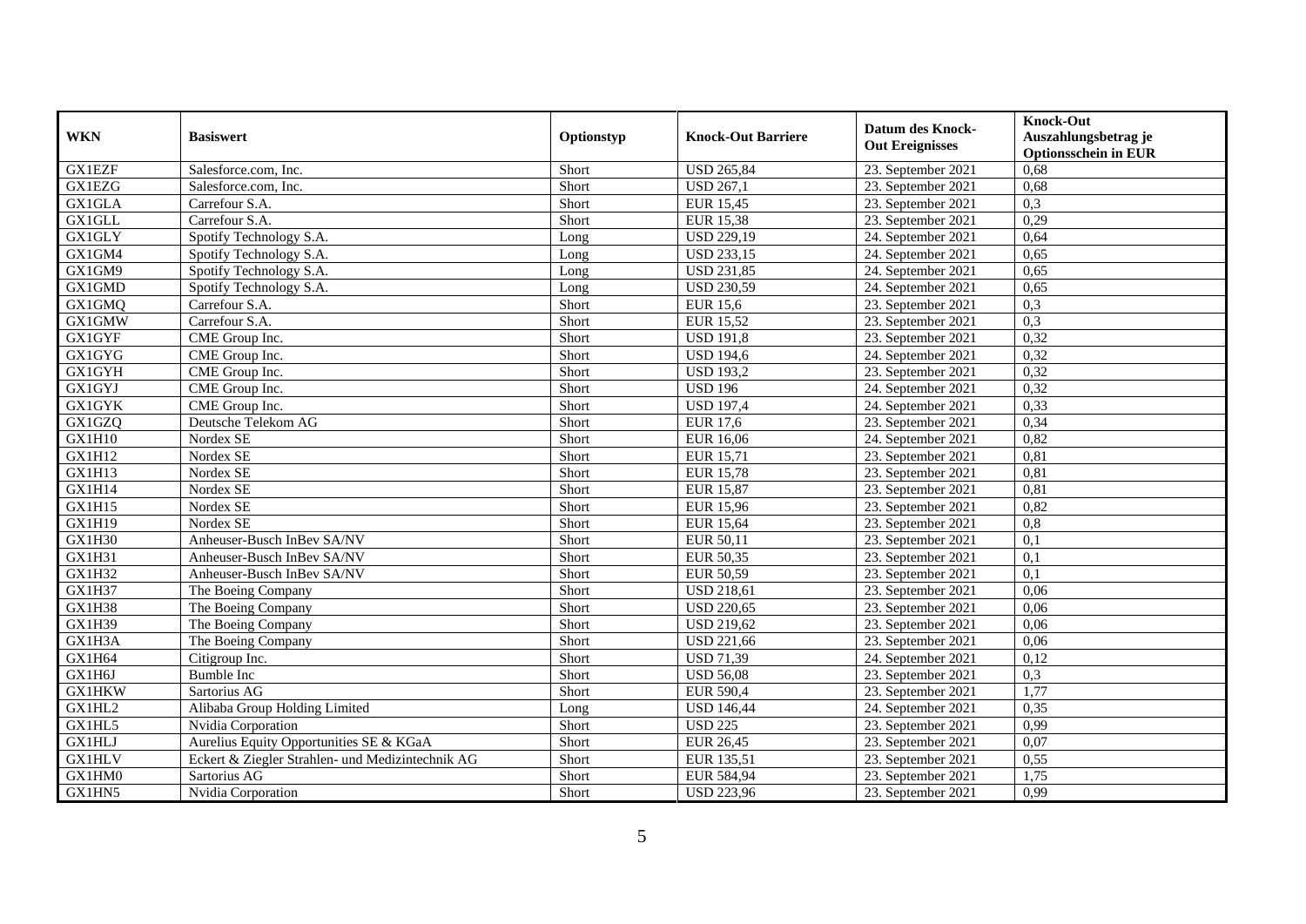| WKN | Basiswert | Optionstyp | Knock-Out Barriere | Datum des Knock-Out Ereignisses | Knock-Out Auszahlungsbetrag je Optionsschein in EUR |
|---|---|---|---|---|---|
| GX1EZF | Salesforce.com, Inc. | Short | USD 265,84 | 23. September 2021 | 0,68 |
| GX1EZG | Salesforce.com, Inc. | Short | USD 267,1 | 23. September 2021 | 0,68 |
| GX1GLA | Carrefour S.A. | Short | EUR 15,45 | 23. September 2021 | 0,3 |
| GX1GLL | Carrefour S.A. | Short | EUR 15,38 | 23. September 2021 | 0,29 |
| GX1GLY | Spotify Technology S.A. | Long | USD 229,19 | 24. September 2021 | 0,64 |
| GX1GM4 | Spotify Technology S.A. | Long | USD 233,15 | 24. September 2021 | 0,65 |
| GX1GM9 | Spotify Technology S.A. | Long | USD 231,85 | 24. September 2021 | 0,65 |
| GX1GMD | Spotify Technology S.A. | Long | USD 230,59 | 24. September 2021 | 0,65 |
| GX1GMQ | Carrefour S.A. | Short | EUR 15,6 | 23. September 2021 | 0,3 |
| GX1GMW | Carrefour S.A. | Short | EUR 15,52 | 23. September 2021 | 0,3 |
| GX1GYF | CME Group Inc. | Short | USD 191,8 | 23. September 2021 | 0,32 |
| GX1GYG | CME Group Inc. | Short | USD 194,6 | 24. September 2021 | 0,32 |
| GX1GYH | CME Group Inc. | Short | USD 193,2 | 23. September 2021 | 0,32 |
| GX1GYJ | CME Group Inc. | Short | USD 196 | 24. September 2021 | 0,32 |
| GX1GYK | CME Group Inc. | Short | USD 197,4 | 24. September 2021 | 0,33 |
| GX1GZQ | Deutsche Telekom AG | Short | EUR 17,6 | 23. September 2021 | 0,34 |
| GX1H10 | Nordex SE | Short | EUR 16,06 | 24. September 2021 | 0,82 |
| GX1H12 | Nordex SE | Short | EUR 15,71 | 23. September 2021 | 0,81 |
| GX1H13 | Nordex SE | Short | EUR 15,78 | 23. September 2021 | 0,81 |
| GX1H14 | Nordex SE | Short | EUR 15,87 | 23. September 2021 | 0,81 |
| GX1H15 | Nordex SE | Short | EUR 15,96 | 23. September 2021 | 0,82 |
| GX1H19 | Nordex SE | Short | EUR 15,64 | 23. September 2021 | 0,8 |
| GX1H30 | Anheuser-Busch InBev SA/NV | Short | EUR 50,11 | 23. September 2021 | 0,1 |
| GX1H31 | Anheuser-Busch InBev SA/NV | Short | EUR 50,35 | 23. September 2021 | 0,1 |
| GX1H32 | Anheuser-Busch InBev SA/NV | Short | EUR 50,59 | 23. September 2021 | 0,1 |
| GX1H37 | The Boeing Company | Short | USD 218,61 | 23. September 2021 | 0,06 |
| GX1H38 | The Boeing Company | Short | USD 220,65 | 23. September 2021 | 0,06 |
| GX1H39 | The Boeing Company | Short | USD 219,62 | 23. September 2021 | 0,06 |
| GX1H3A | The Boeing Company | Short | USD 221,66 | 23. September 2021 | 0,06 |
| GX1H64 | Citigroup Inc. | Short | USD 71,39 | 24. September 2021 | 0,12 |
| GX1H6J | Bumble Inc | Short | USD 56,08 | 23. September 2021 | 0,3 |
| GX1HKW | Sartorius AG | Short | EUR 590,4 | 23. September 2021 | 1,77 |
| GX1HL2 | Alibaba Group Holding Limited | Long | USD 146,44 | 24. September 2021 | 0,35 |
| GX1HL5 | Nvidia Corporation | Short | USD 225 | 23. September 2021 | 0,99 |
| GX1HLJ | Aurelius Equity Opportunities SE & KGaA | Short | EUR 26,45 | 23. September 2021 | 0,07 |
| GX1HLV | Eckert & Ziegler Strahlen- und Medizintechnik AG | Short | EUR 135,51 | 23. September 2021 | 0,55 |
| GX1HM0 | Sartorius AG | Short | EUR 584,94 | 23. September 2021 | 1,75 |
| GX1HN5 | Nvidia Corporation | Short | USD 223,96 | 23. September 2021 | 0,99 |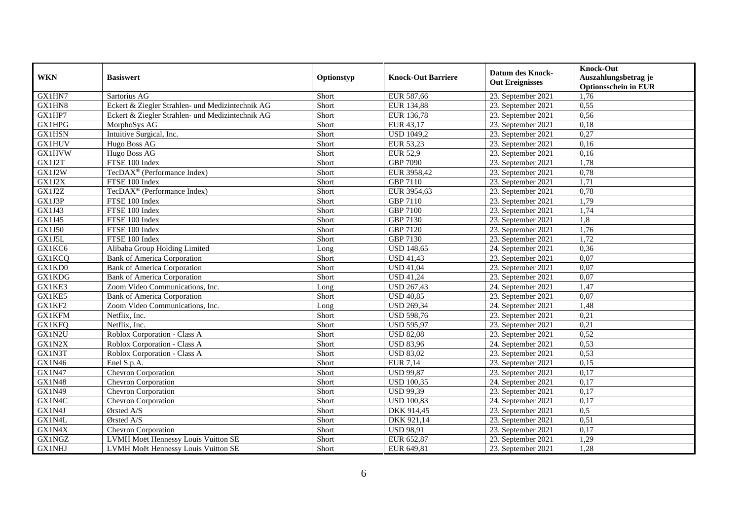| WKN | Basiswert | Optionstyp | Knock-Out Barriere | Datum des Knock-Out Ereignisses | Knock-Out Auszahlungsbetrag je Optionsschein in EUR |
|---|---|---|---|---|---|
| GX1HN7 | Sartorius AG | Short | EUR 587,66 | 23. September 2021 | 1,76 |
| GX1HN8 | Eckert & Ziegler Strahlen- und Medizintechnik AG | Short | EUR 134,88 | 23. September 2021 | 0,55 |
| GX1HP7 | Eckert & Ziegler Strahlen- und Medizintechnik AG | Short | EUR 136,78 | 23. September 2021 | 0,56 |
| GX1HPG | MorphoSys AG | Short | EUR 43,17 | 23. September 2021 | 0,18 |
| GX1HSN | Intuitive Surgical, Inc. | Short | USD 1049,2 | 23. September 2021 | 0,27 |
| GX1HUV | Hugo Boss AG | Short | EUR 53,23 | 23. September 2021 | 0,16 |
| GX1HVW | Hugo Boss AG | Short | EUR 52,9 | 23. September 2021 | 0,16 |
| GX1J2T | FTSE 100 Index | Short | GBP 7090 | 23. September 2021 | 1,78 |
| GX1J2W | TecDAX® (Performance Index) | Short | EUR 3958,42 | 23. September 2021 | 0,78 |
| GX1J2X | FTSE 100 Index | Short | GBP 7110 | 23. September 2021 | 1,71 |
| GX1J2Z | TecDAX® (Performance Index) | Short | EUR 3954,63 | 23. September 2021 | 0,78 |
| GX1J3P | FTSE 100 Index | Short | GBP 7110 | 23. September 2021 | 1,79 |
| GX1J43 | FTSE 100 Index | Short | GBP 7100 | 23. September 2021 | 1,74 |
| GX1J45 | FTSE 100 Index | Short | GBP 7130 | 23. September 2021 | 1,8 |
| GX1J50 | FTSE 100 Index | Short | GBP 7120 | 23. September 2021 | 1,76 |
| GX1J5L | FTSE 100 Index | Short | GBP 7130 | 23. September 2021 | 1,72 |
| GX1KC6 | Alibaba Group Holding Limited | Long | USD 148,65 | 24. September 2021 | 0,36 |
| GX1KCQ | Bank of America Corporation | Short | USD 41,43 | 23. September 2021 | 0,07 |
| GX1KD0 | Bank of America Corporation | Short | USD 41,04 | 23. September 2021 | 0,07 |
| GX1KDG | Bank of America Corporation | Short | USD 41,24 | 23. September 2021 | 0,07 |
| GX1KE3 | Zoom Video Communications, Inc. | Long | USD 267,43 | 24. September 2021 | 1,47 |
| GX1KE5 | Bank of America Corporation | Short | USD 40,85 | 23. September 2021 | 0,07 |
| GX1KF2 | Zoom Video Communications, Inc. | Long | USD 269,34 | 24. September 2021 | 1,48 |
| GX1KFM | Netflix, Inc. | Short | USD 598,76 | 23. September 2021 | 0,21 |
| GX1KFQ | Netflix, Inc. | Short | USD 595,97 | 23. September 2021 | 0,21 |
| GX1N2U | Roblox Corporation - Class A | Short | USD 82,08 | 23. September 2021 | 0,52 |
| GX1N2X | Roblox Corporation - Class A | Short | USD 83,96 | 24. September 2021 | 0,53 |
| GX1N3T | Roblox Corporation - Class A | Short | USD 83,02 | 23. September 2021 | 0,53 |
| GX1N46 | Enel S.p.A. | Short | EUR 7,14 | 23. September 2021 | 0,15 |
| GX1N47 | Chevron Corporation | Short | USD 99,87 | 23. September 2021 | 0,17 |
| GX1N48 | Chevron Corporation | Short | USD 100,35 | 24. September 2021 | 0,17 |
| GX1N49 | Chevron Corporation | Short | USD 99,39 | 23. September 2021 | 0,17 |
| GX1N4C | Chevron Corporation | Short | USD 100,83 | 24. September 2021 | 0,17 |
| GX1N4J | Ørsted A/S | Short | DKK 914,45 | 23. September 2021 | 0,5 |
| GX1N4L | Ørsted A/S | Short | DKK 921,14 | 23. September 2021 | 0,51 |
| GX1N4X | Chevron Corporation | Short | USD 98,91 | 23. September 2021 | 0,17 |
| GX1NGZ | LVMH Moët Hennessy Louis Vuitton SE | Short | EUR 652,87 | 23. September 2021 | 1,29 |
| GX1NHJ | LVMH Moët Hennessy Louis Vuitton SE | Short | EUR 649,81 | 23. September 2021 | 1,28 |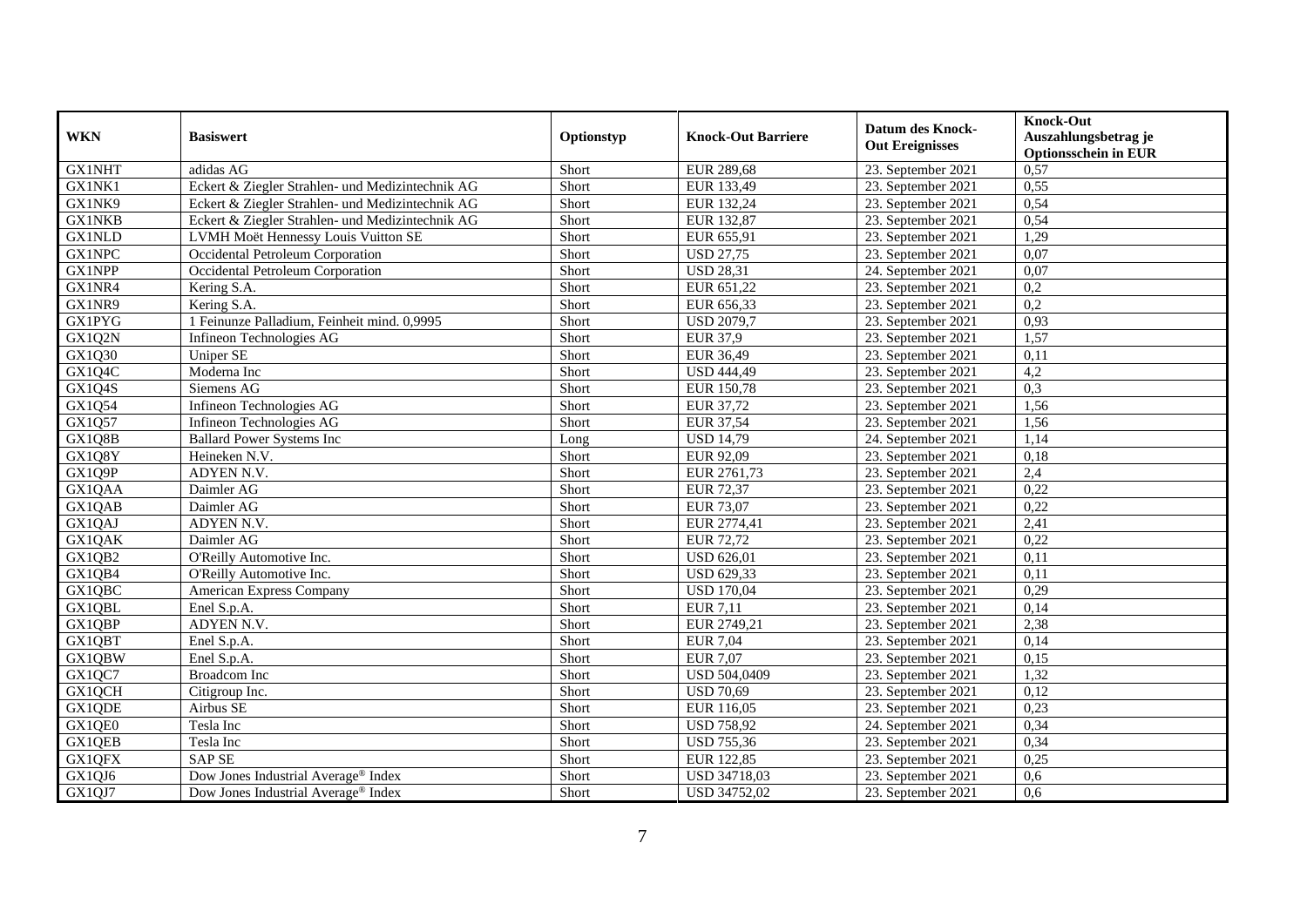| WKN | Basiswert | Optionstyp | Knock-Out Barriere | Datum des Knock-Out Ereignisses | Knock-Out Auszahlungsbetrag je Optionsschein in EUR |
|---|---|---|---|---|---|
| GX1NHT | adidas AG | Short | EUR 289,68 | 23. September 2021 | 0,57 |
| GX1NK1 | Eckert & Ziegler Strahlen- und Medizintechnik AG | Short | EUR 133,49 | 23. September 2021 | 0,55 |
| GX1NK9 | Eckert & Ziegler Strahlen- und Medizintechnik AG | Short | EUR 132,24 | 23. September 2021 | 0,54 |
| GX1NKB | Eckert & Ziegler Strahlen- und Medizintechnik AG | Short | EUR 132,87 | 23. September 2021 | 0,54 |
| GX1NLD | LVMH Moët Hennessy Louis Vuitton SE | Short | EUR 655,91 | 23. September 2021 | 1,29 |
| GX1NPC | Occidental Petroleum Corporation | Short | USD 27,75 | 23. September 2021 | 0,07 |
| GX1NPP | Occidental Petroleum Corporation | Short | USD 28,31 | 24. September 2021 | 0,07 |
| GX1NR4 | Kering S.A. | Short | EUR 651,22 | 23. September 2021 | 0,2 |
| GX1NR9 | Kering S.A. | Short | EUR 656,33 | 23. September 2021 | 0,2 |
| GX1PYG | 1 Feinunze Palladium, Feinheit mind. 0,9995 | Short | USD 2079,7 | 23. September 2021 | 0,93 |
| GX1Q2N | Infineon Technologies AG | Short | EUR 37,9 | 23. September 2021 | 1,57 |
| GX1Q30 | Uniper SE | Short | EUR 36,49 | 23. September 2021 | 0,11 |
| GX1Q4C | Moderna Inc | Short | USD 444,49 | 23. September 2021 | 4,2 |
| GX1Q4S | Siemens AG | Short | EUR 150,78 | 23. September 2021 | 0,3 |
| GX1Q54 | Infineon Technologies AG | Short | EUR 37,72 | 23. September 2021 | 1,56 |
| GX1Q57 | Infineon Technologies AG | Short | EUR 37,54 | 23. September 2021 | 1,56 |
| GX1Q8B | Ballard Power Systems Inc | Long | USD 14,79 | 24. September 2021 | 1,14 |
| GX1Q8Y | Heineken N.V. | Short | EUR 92,09 | 23. September 2021 | 0,18 |
| GX1Q9P | ADYEN N.V. | Short | EUR 2761,73 | 23. September 2021 | 2,4 |
| GX1QAA | Daimler AG | Short | EUR 72,37 | 23. September 2021 | 0,22 |
| GX1QAB | Daimler AG | Short | EUR 73,07 | 23. September 2021 | 0,22 |
| GX1QAJ | ADYEN N.V. | Short | EUR 2774,41 | 23. September 2021 | 2,41 |
| GX1QAK | Daimler AG | Short | EUR 72,72 | 23. September 2021 | 0,22 |
| GX1QB2 | O'Reilly Automotive Inc. | Short | USD 626,01 | 23. September 2021 | 0,11 |
| GX1QB4 | O'Reilly Automotive Inc. | Short | USD 629,33 | 23. September 2021 | 0,11 |
| GX1QBC | American Express Company | Short | USD 170,04 | 23. September 2021 | 0,29 |
| GX1QBL | Enel S.p.A. | Short | EUR 7,11 | 23. September 2021 | 0,14 |
| GX1QBP | ADYEN N.V. | Short | EUR 2749,21 | 23. September 2021 | 2,38 |
| GX1QBT | Enel S.p.A. | Short | EUR 7,04 | 23. September 2021 | 0,14 |
| GX1QBW | Enel S.p.A. | Short | EUR 7,07 | 23. September 2021 | 0,15 |
| GX1QC7 | Broadcom Inc | Short | USD 504,0409 | 23. September 2021 | 1,32 |
| GX1QCH | Citigroup Inc. | Short | USD 70,69 | 23. September 2021 | 0,12 |
| GX1QDE | Airbus SE | Short | EUR 116,05 | 23. September 2021 | 0,23 |
| GX1QE0 | Tesla Inc | Short | USD 758,92 | 24. September 2021 | 0,34 |
| GX1QEB | Tesla Inc | Short | USD 755,36 | 23. September 2021 | 0,34 |
| GX1QFX | SAP SE | Short | EUR 122,85 | 23. September 2021 | 0,25 |
| GX1QJ6 | Dow Jones Industrial Average® Index | Short | USD 34718,03 | 23. September 2021 | 0,6 |
| GX1QJ7 | Dow Jones Industrial Average® Index | Short | USD 34752,02 | 23. September 2021 | 0,6 |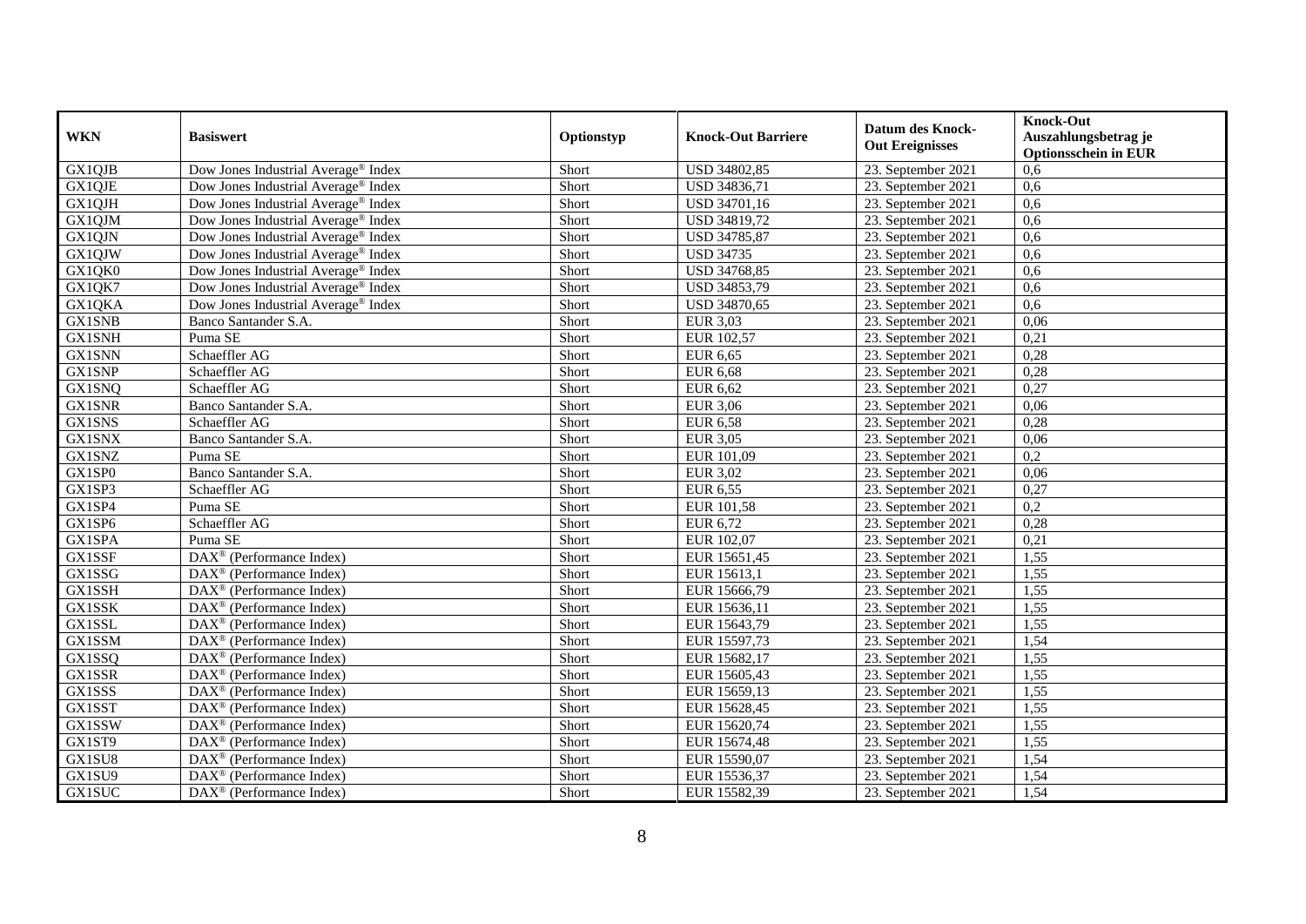| WKN | Basiswert | Optionstyp | Knock-Out Barriere | Datum des Knock-Out Ereignisses | Knock-Out Auszahlungsbetrag je Optionsschein in EUR |
|---|---|---|---|---|---|
| GX1QJB | Dow Jones Industrial Average® Index | Short | USD 34802,85 | 23. September 2021 | 0,6 |
| GX1QJE | Dow Jones Industrial Average® Index | Short | USD 34836,71 | 23. September 2021 | 0,6 |
| GX1QJH | Dow Jones Industrial Average® Index | Short | USD 34701,16 | 23. September 2021 | 0,6 |
| GX1QJM | Dow Jones Industrial Average® Index | Short | USD 34819,72 | 23. September 2021 | 0,6 |
| GX1QJN | Dow Jones Industrial Average® Index | Short | USD 34785,87 | 23. September 2021 | 0,6 |
| GX1QJW | Dow Jones Industrial Average® Index | Short | USD 34735 | 23. September 2021 | 0,6 |
| GX1QK0 | Dow Jones Industrial Average® Index | Short | USD 34768,85 | 23. September 2021 | 0,6 |
| GX1QK7 | Dow Jones Industrial Average® Index | Short | USD 34853,79 | 23. September 2021 | 0,6 |
| GX1QKA | Dow Jones Industrial Average® Index | Short | USD 34870,65 | 23. September 2021 | 0,6 |
| GX1SNB | Banco Santander S.A. | Short | EUR 3,03 | 23. September 2021 | 0,06 |
| GX1SNH | Puma SE | Short | EUR 102,57 | 23. September 2021 | 0,21 |
| GX1SNN | Schaeffler AG | Short | EUR 6,65 | 23. September 2021 | 0,28 |
| GX1SNP | Schaeffler AG | Short | EUR 6,68 | 23. September 2021 | 0,28 |
| GX1SNQ | Schaeffler AG | Short | EUR 6,62 | 23. September 2021 | 0,27 |
| GX1SNR | Banco Santander S.A. | Short | EUR 3,06 | 23. September 2021 | 0,06 |
| GX1SNS | Schaeffler AG | Short | EUR 6,58 | 23. September 2021 | 0,28 |
| GX1SNX | Banco Santander S.A. | Short | EUR 3,05 | 23. September 2021 | 0,06 |
| GX1SNZ | Puma SE | Short | EUR 101,09 | 23. September 2021 | 0,2 |
| GX1SP0 | Banco Santander S.A. | Short | EUR 3,02 | 23. September 2021 | 0,06 |
| GX1SP3 | Schaeffler AG | Short | EUR 6,55 | 23. September 2021 | 0,27 |
| GX1SP4 | Puma SE | Short | EUR 101,58 | 23. September 2021 | 0,2 |
| GX1SP6 | Schaeffler AG | Short | EUR 6,72 | 23. September 2021 | 0,28 |
| GX1SPA | Puma SE | Short | EUR 102,07 | 23. September 2021 | 0,21 |
| GX1SSF | DAX® (Performance Index) | Short | EUR 15651,45 | 23. September 2021 | 1,55 |
| GX1SSG | DAX® (Performance Index) | Short | EUR 15613,1 | 23. September 2021 | 1,55 |
| GX1SSH | DAX® (Performance Index) | Short | EUR 15666,79 | 23. September 2021 | 1,55 |
| GX1SSK | DAX® (Performance Index) | Short | EUR 15636,11 | 23. September 2021 | 1,55 |
| GX1SSL | DAX® (Performance Index) | Short | EUR 15643,79 | 23. September 2021 | 1,55 |
| GX1SSM | DAX® (Performance Index) | Short | EUR 15597,73 | 23. September 2021 | 1,54 |
| GX1SSQ | DAX® (Performance Index) | Short | EUR 15682,17 | 23. September 2021 | 1,55 |
| GX1SSR | DAX® (Performance Index) | Short | EUR 15605,43 | 23. September 2021 | 1,55 |
| GX1SSS | DAX® (Performance Index) | Short | EUR 15659,13 | 23. September 2021 | 1,55 |
| GX1SST | DAX® (Performance Index) | Short | EUR 15628,45 | 23. September 2021 | 1,55 |
| GX1SSW | DAX® (Performance Index) | Short | EUR 15620,74 | 23. September 2021 | 1,55 |
| GX1ST9 | DAX® (Performance Index) | Short | EUR 15674,48 | 23. September 2021 | 1,55 |
| GX1SU8 | DAX® (Performance Index) | Short | EUR 15590,07 | 23. September 2021 | 1,54 |
| GX1SU9 | DAX® (Performance Index) | Short | EUR 15536,37 | 23. September 2021 | 1,54 |
| GX1SUC | DAX® (Performance Index) | Short | EUR 15582,39 | 23. September 2021 | 1,54 |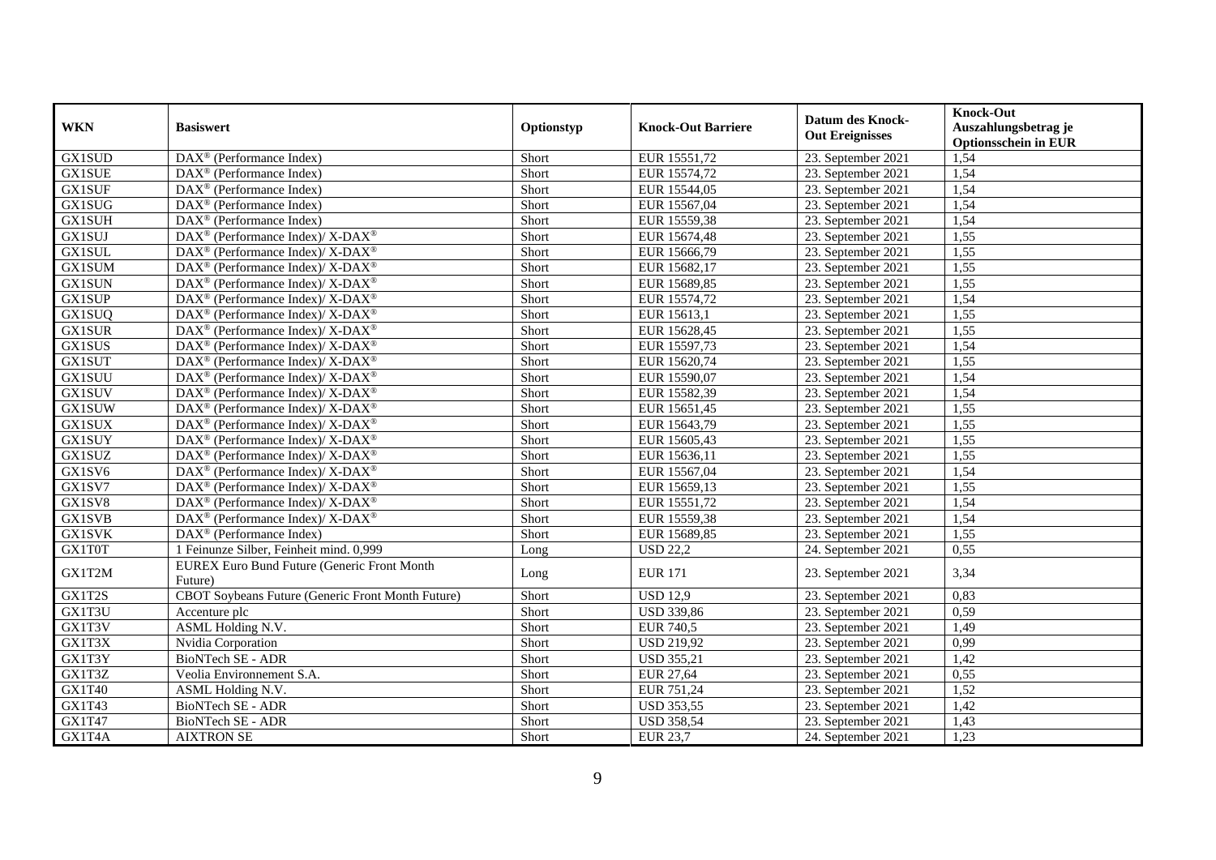| WKN | Basiswert | Optionstyp | Knock-Out Barriere | Datum des Knock-Out Ereignisses | Knock-Out Auszahlungsbetrag je Optionsschein in EUR |
|---|---|---|---|---|---|
| GX1SUD | DAX® (Performance Index) | Short | EUR 15551,72 | 23. September 2021 | 1,54 |
| GX1SUE | DAX® (Performance Index) | Short | EUR 15574,72 | 23. September 2021 | 1,54 |
| GX1SUF | DAX® (Performance Index) | Short | EUR 15544,05 | 23. September 2021 | 1,54 |
| GX1SUG | DAX® (Performance Index) | Short | EUR 15567,04 | 23. September 2021 | 1,54 |
| GX1SUH | DAX® (Performance Index) | Short | EUR 15559,38 | 23. September 2021 | 1,54 |
| GX1SUJ | DAX® (Performance Index)/ X-DAX® | Short | EUR 15674,48 | 23. September 2021 | 1,55 |
| GX1SUL | DAX® (Performance Index)/ X-DAX® | Short | EUR 15666,79 | 23. September 2021 | 1,55 |
| GX1SUM | DAX® (Performance Index)/ X-DAX® | Short | EUR 15682,17 | 23. September 2021 | 1,55 |
| GX1SUN | DAX® (Performance Index)/ X-DAX® | Short | EUR 15689,85 | 23. September 2021 | 1,55 |
| GX1SUP | DAX® (Performance Index)/ X-DAX® | Short | EUR 15574,72 | 23. September 2021 | 1,54 |
| GX1SUQ | DAX® (Performance Index)/ X-DAX® | Short | EUR 15613,1 | 23. September 2021 | 1,55 |
| GX1SUR | DAX® (Performance Index)/ X-DAX® | Short | EUR 15628,45 | 23. September 2021 | 1,55 |
| GX1SUS | DAX® (Performance Index)/ X-DAX® | Short | EUR 15597,73 | 23. September 2021 | 1,54 |
| GX1SUT | DAX® (Performance Index)/ X-DAX® | Short | EUR 15620,74 | 23. September 2021 | 1,55 |
| GX1SUU | DAX® (Performance Index)/ X-DAX® | Short | EUR 15590,07 | 23. September 2021 | 1,54 |
| GX1SUV | DAX® (Performance Index)/ X-DAX® | Short | EUR 15582,39 | 23. September 2021 | 1,54 |
| GX1SUW | DAX® (Performance Index)/ X-DAX® | Short | EUR 15651,45 | 23. September 2021 | 1,55 |
| GX1SUX | DAX® (Performance Index)/ X-DAX® | Short | EUR 15643,79 | 23. September 2021 | 1,55 |
| GX1SUY | DAX® (Performance Index)/ X-DAX® | Short | EUR 15605,43 | 23. September 2021 | 1,55 |
| GX1SUZ | DAX® (Performance Index)/ X-DAX® | Short | EUR 15636,11 | 23. September 2021 | 1,55 |
| GX1SV6 | DAX® (Performance Index)/ X-DAX® | Short | EUR 15567,04 | 23. September 2021 | 1,54 |
| GX1SV7 | DAX® (Performance Index)/ X-DAX® | Short | EUR 15659,13 | 23. September 2021 | 1,55 |
| GX1SV8 | DAX® (Performance Index)/ X-DAX® | Short | EUR 15551,72 | 23. September 2021 | 1,54 |
| GX1SVB | DAX® (Performance Index)/ X-DAX® | Short | EUR 15559,38 | 23. September 2021 | 1,54 |
| GX1SVK | DAX® (Performance Index) | Short | EUR 15689,85 | 23. September 2021 | 1,55 |
| GX1T0T | 1 Feinunze Silber, Feinheit mind. 0,999 | Long | USD 22,2 | 24. September 2021 | 0,55 |
| GX1T2M | EUREX Euro Bund Future (Generic Front Month Future) | Long | EUR 171 | 23. September 2021 | 3,34 |
| GX1T2S | CBOT Soybeans Future (Generic Front Month Future) | Short | USD 12,9 | 23. September 2021 | 0,83 |
| GX1T3U | Accenture plc | Short | USD 339,86 | 23. September 2021 | 0,59 |
| GX1T3V | ASML Holding N.V. | Short | EUR 740,5 | 23. September 2021 | 1,49 |
| GX1T3X | Nvidia Corporation | Short | USD 219,92 | 23. September 2021 | 0,99 |
| GX1T3Y | BioNTech SE - ADR | Short | USD 355,21 | 23. September 2021 | 1,42 |
| GX1T3Z | Veolia Environnement S.A. | Short | EUR 27,64 | 23. September 2021 | 0,55 |
| GX1T40 | ASML Holding N.V. | Short | EUR 751,24 | 23. September 2021 | 1,52 |
| GX1T43 | BioNTech SE - ADR | Short | USD 353,55 | 23. September 2021 | 1,42 |
| GX1T47 | BioNTech SE - ADR | Short | USD 358,54 | 23. September 2021 | 1,43 |
| GX1T4A | AIXTRON SE | Short | EUR 23,7 | 24. September 2021 | 1,23 |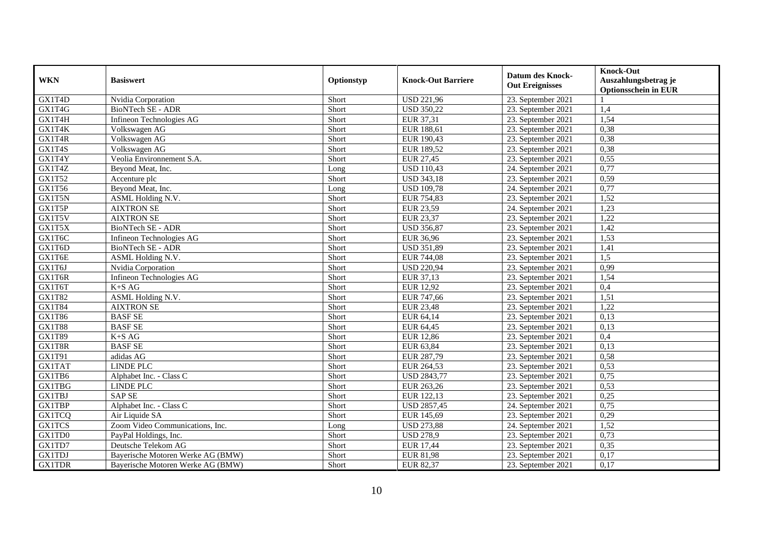| WKN | Basiswert | Optionstyp | Knock-Out Barriere | Datum des Knock-Out Ereignisses | Knock-Out Auszahlungsbetrag je Optionsschein in EUR |
|---|---|---|---|---|---|
| GX1T4D | Nvidia Corporation | Short | USD 221,96 | 23. September 2021 | 1 |
| GX1T4G | BioNTech SE - ADR | Short | USD 350,22 | 23. September 2021 | 1,4 |
| GX1T4H | Infineon Technologies AG | Short | EUR 37,31 | 23. September 2021 | 1,54 |
| GX1T4K | Volkswagen AG | Short | EUR 188,61 | 23. September 2021 | 0,38 |
| GX1T4R | Volkswagen AG | Short | EUR 190,43 | 23. September 2021 | 0,38 |
| GX1T4S | Volkswagen AG | Short | EUR 189,52 | 23. September 2021 | 0,38 |
| GX1T4Y | Veolia Environnement S.A. | Short | EUR 27,45 | 23. September 2021 | 0,55 |
| GX1T4Z | Beyond Meat, Inc. | Long | USD 110,43 | 24. September 2021 | 0,77 |
| GX1T52 | Accenture plc | Short | USD 343,18 | 23. September 2021 | 0,59 |
| GX1T56 | Beyond Meat, Inc. | Long | USD 109,78 | 24. September 2021 | 0,77 |
| GX1T5N | ASML Holding N.V. | Short | EUR 754,83 | 23. September 2021 | 1,52 |
| GX1T5P | AIXTRON SE | Short | EUR 23,59 | 24. September 2021 | 1,23 |
| GX1T5V | AIXTRON SE | Short | EUR 23,37 | 23. September 2021 | 1,22 |
| GX1T5X | BioNTech SE - ADR | Short | USD 356,87 | 23. September 2021 | 1,42 |
| GX1T6C | Infineon Technologies AG | Short | EUR 36,96 | 23. September 2021 | 1,53 |
| GX1T6D | BioNTech SE - ADR | Short | USD 351,89 | 23. September 2021 | 1,41 |
| GX1T6E | ASML Holding N.V. | Short | EUR 744,08 | 23. September 2021 | 1,5 |
| GX1T6J | Nvidia Corporation | Short | USD 220,94 | 23. September 2021 | 0,99 |
| GX1T6R | Infineon Technologies AG | Short | EUR 37,13 | 23. September 2021 | 1,54 |
| GX1T6T | K+S AG | Short | EUR 12,92 | 23. September 2021 | 0,4 |
| GX1T82 | ASML Holding N.V. | Short | EUR 747,66 | 23. September 2021 | 1,51 |
| GX1T84 | AIXTRON SE | Short | EUR 23,48 | 23. September 2021 | 1,22 |
| GX1T86 | BASF SE | Short | EUR 64,14 | 23. September 2021 | 0,13 |
| GX1T88 | BASF SE | Short | EUR 64,45 | 23. September 2021 | 0,13 |
| GX1T89 | K+S AG | Short | EUR 12,86 | 23. September 2021 | 0,4 |
| GX1T8R | BASF SE | Short | EUR 63,84 | 23. September 2021 | 0,13 |
| GX1T91 | adidas AG | Short | EUR 287,79 | 23. September 2021 | 0,58 |
| GX1TAT | LINDE PLC | Short | EUR 264,53 | 23. September 2021 | 0,53 |
| GX1TB6 | Alphabet Inc. - Class C | Short | USD 2843,77 | 23. September 2021 | 0,75 |
| GX1TBG | LINDE PLC | Short | EUR 263,26 | 23. September 2021 | 0,53 |
| GX1TBJ | SAP SE | Short | EUR 122,13 | 23. September 2021 | 0,25 |
| GX1TBP | Alphabet Inc. - Class C | Short | USD 2857,45 | 24. September 2021 | 0,75 |
| GX1TCQ | Air Liquide SA | Short | EUR 145,69 | 23. September 2021 | 0,29 |
| GX1TCS | Zoom Video Communications, Inc. | Long | USD 273,88 | 24. September 2021 | 1,52 |
| GX1TD0 | PayPal Holdings, Inc. | Short | USD 278,9 | 23. September 2021 | 0,73 |
| GX1TD7 | Deutsche Telekom AG | Short | EUR 17,44 | 23. September 2021 | 0,35 |
| GX1TDJ | Bayerische Motoren Werke AG (BMW) | Short | EUR 81,98 | 23. September 2021 | 0,17 |
| GX1TDR | Bayerische Motoren Werke AG (BMW) | Short | EUR 82,37 | 23. September 2021 | 0,17 |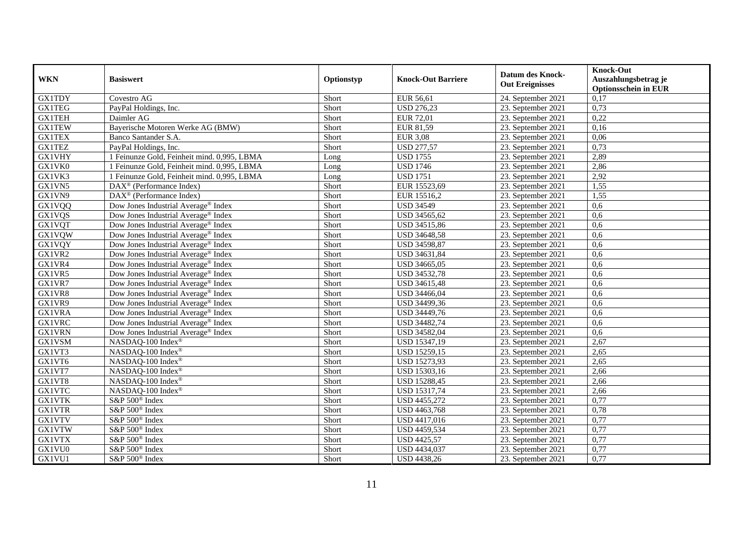| WKN | Basiswert | Optionstyp | Knock-Out Barriere | Datum des Knock-Out Ereignisses | Knock-Out Auszahlungsbetrag je Optionsschein in EUR |
|---|---|---|---|---|---|
| GX1TDY | Covestro AG | Short | EUR 56,61 | 24. September 2021 | 0,17 |
| GX1TEG | PayPal Holdings, Inc. | Short | USD 276,23 | 23. September 2021 | 0,73 |
| GX1TEH | Daimler AG | Short | EUR 72,01 | 23. September 2021 | 0,22 |
| GX1TEW | Bayerische Motoren Werke AG (BMW) | Short | EUR 81,59 | 23. September 2021 | 0,16 |
| GX1TEX | Banco Santander S.A. | Short | EUR 3,08 | 23. September 2021 | 0,06 |
| GX1TEZ | PayPal Holdings, Inc. | Short | USD 277,57 | 23. September 2021 | 0,73 |
| GX1VHY | 1 Feinunze Gold, Feinheit mind. 0,995, LBMA | Long | USD 1755 | 23. September 2021 | 2,89 |
| GX1VK0 | 1 Feinunze Gold, Feinheit mind. 0,995, LBMA | Long | USD 1746 | 23. September 2021 | 2,86 |
| GX1VK3 | 1 Feinunze Gold, Feinheit mind. 0,995, LBMA | Long | USD 1751 | 23. September 2021 | 2,92 |
| GX1VN5 | DAX® (Performance Index) | Short | EUR 15523,69 | 23. September 2021 | 1,55 |
| GX1VN9 | DAX® (Performance Index) | Short | EUR 15516,2 | 23. September 2021 | 1,55 |
| GX1VQQ | Dow Jones Industrial Average® Index | Short | USD 34549 | 23. September 2021 | 0,6 |
| GX1VQS | Dow Jones Industrial Average® Index | Short | USD 34565,62 | 23. September 2021 | 0,6 |
| GX1VQT | Dow Jones Industrial Average® Index | Short | USD 34515,86 | 23. September 2021 | 0,6 |
| GX1VQW | Dow Jones Industrial Average® Index | Short | USD 34648,58 | 23. September 2021 | 0,6 |
| GX1VQY | Dow Jones Industrial Average® Index | Short | USD 34598,87 | 23. September 2021 | 0,6 |
| GX1VR2 | Dow Jones Industrial Average® Index | Short | USD 34631,84 | 23. September 2021 | 0,6 |
| GX1VR4 | Dow Jones Industrial Average® Index | Short | USD 34665,05 | 23. September 2021 | 0,6 |
| GX1VR5 | Dow Jones Industrial Average® Index | Short | USD 34532,78 | 23. September 2021 | 0,6 |
| GX1VR7 | Dow Jones Industrial Average® Index | Short | USD 34615,48 | 23. September 2021 | 0,6 |
| GX1VR8 | Dow Jones Industrial Average® Index | Short | USD 34466,04 | 23. September 2021 | 0,6 |
| GX1VR9 | Dow Jones Industrial Average® Index | Short | USD 34499,36 | 23. September 2021 | 0,6 |
| GX1VRA | Dow Jones Industrial Average® Index | Short | USD 34449,76 | 23. September 2021 | 0,6 |
| GX1VRC | Dow Jones Industrial Average® Index | Short | USD 34482,74 | 23. September 2021 | 0,6 |
| GX1VRN | Dow Jones Industrial Average® Index | Short | USD 34582,04 | 23. September 2021 | 0,6 |
| GX1VSM | NASDAQ-100 Index® | Short | USD 15347,19 | 23. September 2021 | 2,67 |
| GX1VT3 | NASDAQ-100 Index® | Short | USD 15259,15 | 23. September 2021 | 2,65 |
| GX1VT6 | NASDAQ-100 Index® | Short | USD 15273,93 | 23. September 2021 | 2,65 |
| GX1VT7 | NASDAQ-100 Index® | Short | USD 15303,16 | 23. September 2021 | 2,66 |
| GX1VT8 | NASDAQ-100 Index® | Short | USD 15288,45 | 23. September 2021 | 2,66 |
| GX1VTC | NASDAQ-100 Index® | Short | USD 15317,74 | 23. September 2021 | 2,66 |
| GX1VTK | S&P 500® Index | Short | USD 4455,272 | 23. September 2021 | 0,77 |
| GX1VTR | S&P 500® Index | Short | USD 4463,768 | 23. September 2021 | 0,78 |
| GX1VTV | S&P 500® Index | Short | USD 4417,016 | 23. September 2021 | 0,77 |
| GX1VTW | S&P 500® Index | Short | USD 4459,534 | 23. September 2021 | 0,77 |
| GX1VTX | S&P 500® Index | Short | USD 4425,57 | 23. September 2021 | 0,77 |
| GX1VU0 | S&P 500® Index | Short | USD 4434,037 | 23. September 2021 | 0,77 |
| GX1VU1 | S&P 500® Index | Short | USD 4438,26 | 23. September 2021 | 0,77 |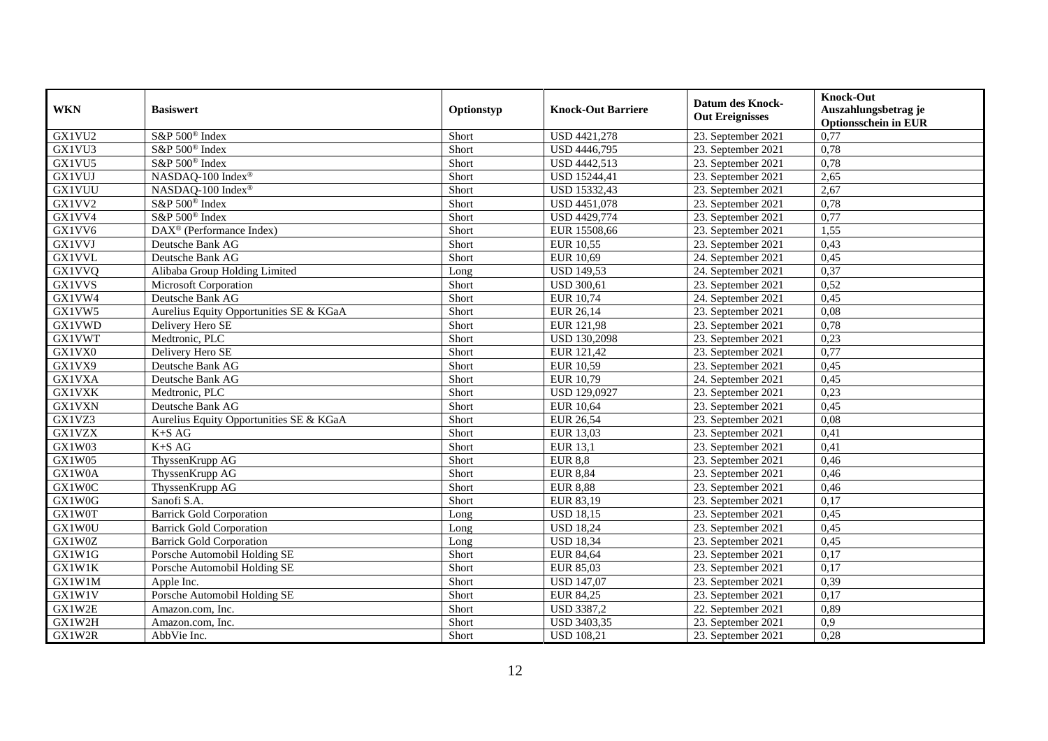| WKN | Basiswert | Optionstyp | Knock-Out Barriere | Datum des Knock-Out Ereignisses | Knock-Out Auszahlungsbetrag je Optionsschein in EUR |
|---|---|---|---|---|---|
| GX1VU2 | S&P 500® Index | Short | USD 4421,278 | 23. September 2021 | 0,77 |
| GX1VU3 | S&P 500® Index | Short | USD 4446,795 | 23. September 2021 | 0,78 |
| GX1VU5 | S&P 500® Index | Short | USD 4442,513 | 23. September 2021 | 0,78 |
| GX1VUJ | NASDAQ-100 Index® | Short | USD 15244,41 | 23. September 2021 | 2,65 |
| GX1VUU | NASDAQ-100 Index® | Short | USD 15332,43 | 23. September 2021 | 2,67 |
| GX1VV2 | S&P 500® Index | Short | USD 4451,078 | 23. September 2021 | 0,78 |
| GX1VV4 | S&P 500® Index | Short | USD 4429,774 | 23. September 2021 | 0,77 |
| GX1VV6 | DAX® (Performance Index) | Short | EUR 15508,66 | 23. September 2021 | 1,55 |
| GX1VVJ | Deutsche Bank AG | Short | EUR 10,55 | 23. September 2021 | 0,43 |
| GX1VVL | Deutsche Bank AG | Short | EUR 10,69 | 24. September 2021 | 0,45 |
| GX1VVQ | Alibaba Group Holding Limited | Long | USD 149,53 | 24. September 2021 | 0,37 |
| GX1VVS | Microsoft Corporation | Short | USD 300,61 | 23. September 2021 | 0,52 |
| GX1VW4 | Deutsche Bank AG | Short | EUR 10,74 | 24. September 2021 | 0,45 |
| GX1VW5 | Aurelius Equity Opportunities SE & KGaA | Short | EUR 26,14 | 23. September 2021 | 0,08 |
| GX1VWD | Delivery Hero SE | Short | EUR 121,98 | 23. September 2021 | 0,78 |
| GX1VWT | Medtronic, PLC | Short | USD 130,2098 | 23. September 2021 | 0,23 |
| GX1VX0 | Delivery Hero SE | Short | EUR 121,42 | 23. September 2021 | 0,77 |
| GX1VX9 | Deutsche Bank AG | Short | EUR 10,59 | 23. September 2021 | 0,45 |
| GX1VXA | Deutsche Bank AG | Short | EUR 10,79 | 24. September 2021 | 0,45 |
| GX1VXK | Medtronic, PLC | Short | USD 129,0927 | 23. September 2021 | 0,23 |
| GX1VXN | Deutsche Bank AG | Short | EUR 10,64 | 23. September 2021 | 0,45 |
| GX1VZ3 | Aurelius Equity Opportunities SE & KGaA | Short | EUR 26,54 | 23. September 2021 | 0,08 |
| GX1VZX | K+S AG | Short | EUR 13,03 | 23. September 2021 | 0,41 |
| GX1W03 | K+S AG | Short | EUR 13,1 | 23. September 2021 | 0,41 |
| GX1W05 | ThyssenKrupp AG | Short | EUR 8,8 | 23. September 2021 | 0,46 |
| GX1W0A | ThyssenKrupp AG | Short | EUR 8,84 | 23. September 2021 | 0,46 |
| GX1W0C | ThyssenKrupp AG | Short | EUR 8,88 | 23. September 2021 | 0,46 |
| GX1W0G | Sanofi S.A. | Short | EUR 83,19 | 23. September 2021 | 0,17 |
| GX1W0T | Barrick Gold Corporation | Long | USD 18,15 | 23. September 2021 | 0,45 |
| GX1W0U | Barrick Gold Corporation | Long | USD 18,24 | 23. September 2021 | 0,45 |
| GX1W0Z | Barrick Gold Corporation | Long | USD 18,34 | 23. September 2021 | 0,45 |
| GX1W1G | Porsche Automobil Holding SE | Short | EUR 84,64 | 23. September 2021 | 0,17 |
| GX1W1K | Porsche Automobil Holding SE | Short | EUR 85,03 | 23. September 2021 | 0,17 |
| GX1W1M | Apple Inc. | Short | USD 147,07 | 23. September 2021 | 0,39 |
| GX1W1V | Porsche Automobil Holding SE | Short | EUR 84,25 | 23. September 2021 | 0,17 |
| GX1W2E | Amazon.com, Inc. | Short | USD 3387,2 | 22. September 2021 | 0,89 |
| GX1W2H | Amazon.com, Inc. | Short | USD 3403,35 | 23. September 2021 | 0,9 |
| GX1W2R | AbbVie Inc. | Short | USD 108,21 | 23. September 2021 | 0,28 |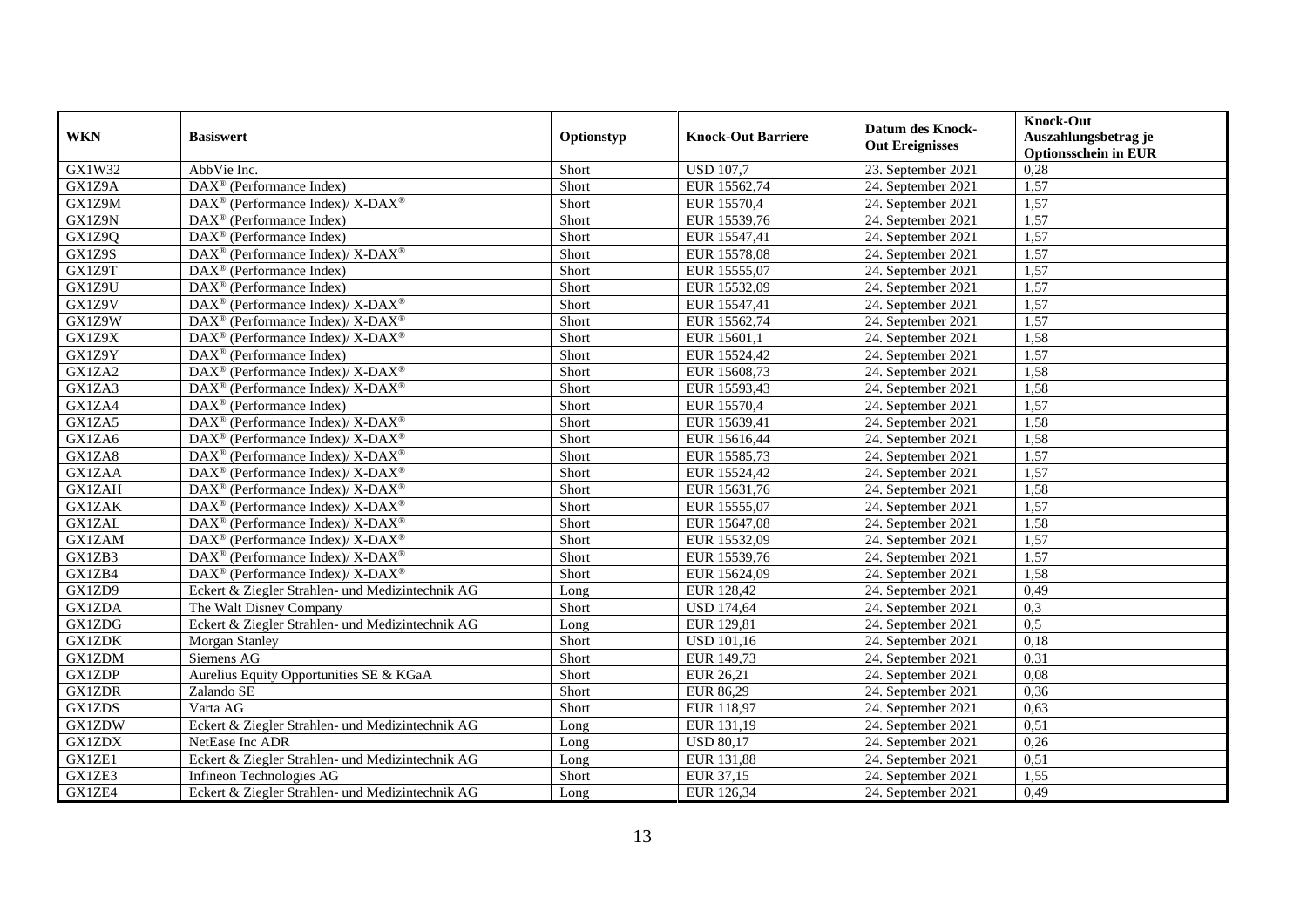| WKN | Basiswert | Optionstyp | Knock-Out Barriere | Datum des Knock-Out Ereignisses | Knock-Out Auszahlungsbetrag je Optionsschein in EUR |
|---|---|---|---|---|---|
| GX1W32 | AbbVie Inc. | Short | USD 107,7 | 23. September 2021 | 0,28 |
| GX1Z9A | DAX® (Performance Index) | Short | EUR 15562,74 | 24. September 2021 | 1,57 |
| GX1Z9M | DAX® (Performance Index)/ X-DAX® | Short | EUR 15570,4 | 24. September 2021 | 1,57 |
| GX1Z9N | DAX® (Performance Index) | Short | EUR 15539,76 | 24. September 2021 | 1,57 |
| GX1Z9Q | DAX® (Performance Index) | Short | EUR 15547,41 | 24. September 2021 | 1,57 |
| GX1Z9S | DAX® (Performance Index)/ X-DAX® | Short | EUR 15578,08 | 24. September 2021 | 1,57 |
| GX1Z9T | DAX® (Performance Index) | Short | EUR 15555,07 | 24. September 2021 | 1,57 |
| GX1Z9U | DAX® (Performance Index) | Short | EUR 15532,09 | 24. September 2021 | 1,57 |
| GX1Z9V | DAX® (Performance Index)/ X-DAX® | Short | EUR 15547,41 | 24. September 2021 | 1,57 |
| GX1Z9W | DAX® (Performance Index)/ X-DAX® | Short | EUR 15562,74 | 24. September 2021 | 1,57 |
| GX1Z9X | DAX® (Performance Index)/ X-DAX® | Short | EUR 15601,1 | 24. September 2021 | 1,58 |
| GX1Z9Y | DAX® (Performance Index) | Short | EUR 15524,42 | 24. September 2021 | 1,57 |
| GX1ZA2 | DAX® (Performance Index)/ X-DAX® | Short | EUR 15608,73 | 24. September 2021 | 1,58 |
| GX1ZA3 | DAX® (Performance Index)/ X-DAX® | Short | EUR 15593,43 | 24. September 2021 | 1,58 |
| GX1ZA4 | DAX® (Performance Index) | Short | EUR 15570,4 | 24. September 2021 | 1,57 |
| GX1ZA5 | DAX® (Performance Index)/ X-DAX® | Short | EUR 15639,41 | 24. September 2021 | 1,58 |
| GX1ZA6 | DAX® (Performance Index)/ X-DAX® | Short | EUR 15616,44 | 24. September 2021 | 1,58 |
| GX1ZA8 | DAX® (Performance Index)/ X-DAX® | Short | EUR 15585,73 | 24. September 2021 | 1,57 |
| GX1ZAA | DAX® (Performance Index)/ X-DAX® | Short | EUR 15524,42 | 24. September 2021 | 1,57 |
| GX1ZAH | DAX® (Performance Index)/ X-DAX® | Short | EUR 15631,76 | 24. September 2021 | 1,58 |
| GX1ZAK | DAX® (Performance Index)/ X-DAX® | Short | EUR 15555,07 | 24. September 2021 | 1,57 |
| GX1ZAL | DAX® (Performance Index)/ X-DAX® | Short | EUR 15647,08 | 24. September 2021 | 1,58 |
| GX1ZAM | DAX® (Performance Index)/ X-DAX® | Short | EUR 15532,09 | 24. September 2021 | 1,57 |
| GX1ZB3 | DAX® (Performance Index)/ X-DAX® | Short | EUR 15539,76 | 24. September 2021 | 1,57 |
| GX1ZB4 | DAX® (Performance Index)/ X-DAX® | Short | EUR 15624,09 | 24. September 2021 | 1,58 |
| GX1ZD9 | Eckert & Ziegler Strahlen- und Medizintechnik AG | Long | EUR 128,42 | 24. September 2021 | 0,49 |
| GX1ZDA | The Walt Disney Company | Short | USD 174,64 | 24. September 2021 | 0,3 |
| GX1ZDG | Eckert & Ziegler Strahlen- und Medizintechnik AG | Long | EUR 129,81 | 24. September 2021 | 0,5 |
| GX1ZDK | Morgan Stanley | Short | USD 101,16 | 24. September 2021 | 0,18 |
| GX1ZDM | Siemens AG | Short | EUR 149,73 | 24. September 2021 | 0,31 |
| GX1ZDP | Aurelius Equity Opportunities SE & KGaA | Short | EUR 26,21 | 24. September 2021 | 0,08 |
| GX1ZDR | Zalando SE | Short | EUR 86,29 | 24. September 2021 | 0,36 |
| GX1ZDS | Varta AG | Short | EUR 118,97 | 24. September 2021 | 0,63 |
| GX1ZDW | Eckert & Ziegler Strahlen- und Medizintechnik AG | Long | EUR 131,19 | 24. September 2021 | 0,51 |
| GX1ZDX | NetEase Inc ADR | Long | USD 80,17 | 24. September 2021 | 0,26 |
| GX1ZE1 | Eckert & Ziegler Strahlen- und Medizintechnik AG | Long | EUR 131,88 | 24. September 2021 | 0,51 |
| GX1ZE3 | Infineon Technologies AG | Short | EUR 37,15 | 24. September 2021 | 1,55 |
| GX1ZE4 | Eckert & Ziegler Strahlen- und Medizintechnik AG | Long | EUR 126,34 | 24. September 2021 | 0,49 |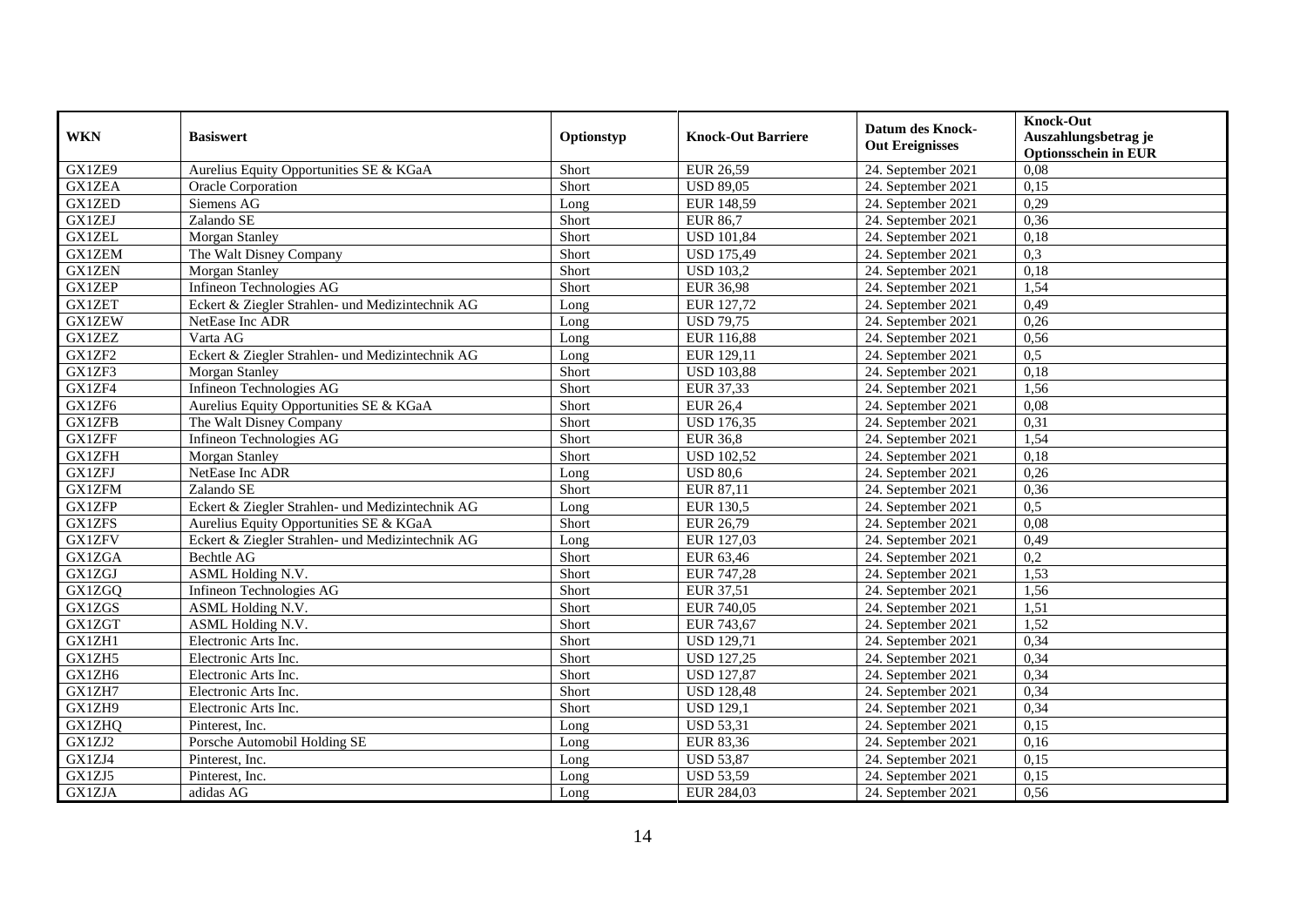| WKN | Basiswert | Optionstyp | Knock-Out Barriere | Datum des Knock-Out Ereignisses | Knock-Out Auszahlungsbetrag je Optionsschein in EUR |
|---|---|---|---|---|---|
| GX1ZE9 | Aurelius Equity Opportunities SE & KGaA | Short | EUR 26,59 | 24. September 2021 | 0,08 |
| GX1ZEA | Oracle Corporation | Short | USD 89,05 | 24. September 2021 | 0,15 |
| GX1ZED | Siemens AG | Long | EUR 148,59 | 24. September 2021 | 0,29 |
| GX1ZEJ | Zalando SE | Short | EUR 86,7 | 24. September 2021 | 0,36 |
| GX1ZEL | Morgan Stanley | Short | USD 101,84 | 24. September 2021 | 0,18 |
| GX1ZEM | The Walt Disney Company | Short | USD 175,49 | 24. September 2021 | 0,3 |
| GX1ZEN | Morgan Stanley | Short | USD 103,2 | 24. September 2021 | 0,18 |
| GX1ZEP | Infineon Technologies AG | Short | EUR 36,98 | 24. September 2021 | 1,54 |
| GX1ZET | Eckert & Ziegler Strahlen- und Medizintechnik AG | Long | EUR 127,72 | 24. September 2021 | 0,49 |
| GX1ZEW | NetEase Inc ADR | Long | USD 79,75 | 24. September 2021 | 0,26 |
| GX1ZEZ | Varta AG | Long | EUR 116,88 | 24. September 2021 | 0,56 |
| GX1ZF2 | Eckert & Ziegler Strahlen- und Medizintechnik AG | Long | EUR 129,11 | 24. September 2021 | 0,5 |
| GX1ZF3 | Morgan Stanley | Short | USD 103,88 | 24. September 2021 | 0,18 |
| GX1ZF4 | Infineon Technologies AG | Short | EUR 37,33 | 24. September 2021 | 1,56 |
| GX1ZF6 | Aurelius Equity Opportunities SE & KGaA | Short | EUR 26,4 | 24. September 2021 | 0,08 |
| GX1ZFB | The Walt Disney Company | Short | USD 176,35 | 24. September 2021 | 0,31 |
| GX1ZFF | Infineon Technologies AG | Short | EUR 36,8 | 24. September 2021 | 1,54 |
| GX1ZFH | Morgan Stanley | Short | USD 102,52 | 24. September 2021 | 0,18 |
| GX1ZFJ | NetEase Inc ADR | Long | USD 80,6 | 24. September 2021 | 0,26 |
| GX1ZFM | Zalando SE | Short | EUR 87,11 | 24. September 2021 | 0,36 |
| GX1ZFP | Eckert & Ziegler Strahlen- und Medizintechnik AG | Long | EUR 130,5 | 24. September 2021 | 0,5 |
| GX1ZFS | Aurelius Equity Opportunities SE & KGaA | Short | EUR 26,79 | 24. September 2021 | 0,08 |
| GX1ZFV | Eckert & Ziegler Strahlen- und Medizintechnik AG | Long | EUR 127,03 | 24. September 2021 | 0,49 |
| GX1ZGA | Bechtle AG | Short | EUR 63,46 | 24. September 2021 | 0,2 |
| GX1ZGJ | ASML Holding N.V. | Short | EUR 747,28 | 24. September 2021 | 1,53 |
| GX1ZGQ | Infineon Technologies AG | Short | EUR 37,51 | 24. September 2021 | 1,56 |
| GX1ZGS | ASML Holding N.V. | Short | EUR 740,05 | 24. September 2021 | 1,51 |
| GX1ZGT | ASML Holding N.V. | Short | EUR 743,67 | 24. September 2021 | 1,52 |
| GX1ZH1 | Electronic Arts Inc. | Short | USD 129,71 | 24. September 2021 | 0,34 |
| GX1ZH5 | Electronic Arts Inc. | Short | USD 127,25 | 24. September 2021 | 0,34 |
| GX1ZH6 | Electronic Arts Inc. | Short | USD 127,87 | 24. September 2021 | 0,34 |
| GX1ZH7 | Electronic Arts Inc. | Short | USD 128,48 | 24. September 2021 | 0,34 |
| GX1ZH9 | Electronic Arts Inc. | Short | USD 129,1 | 24. September 2021 | 0,34 |
| GX1ZHQ | Pinterest, Inc. | Long | USD 53,31 | 24. September 2021 | 0,15 |
| GX1ZJ2 | Porsche Automobil Holding SE | Long | EUR 83,36 | 24. September 2021 | 0,16 |
| GX1ZJ4 | Pinterest, Inc. | Long | USD 53,87 | 24. September 2021 | 0,15 |
| GX1ZJ5 | Pinterest, Inc. | Long | USD 53,59 | 24. September 2021 | 0,15 |
| GX1ZJA | adidas AG | Long | EUR 284,03 | 24. September 2021 | 0,56 |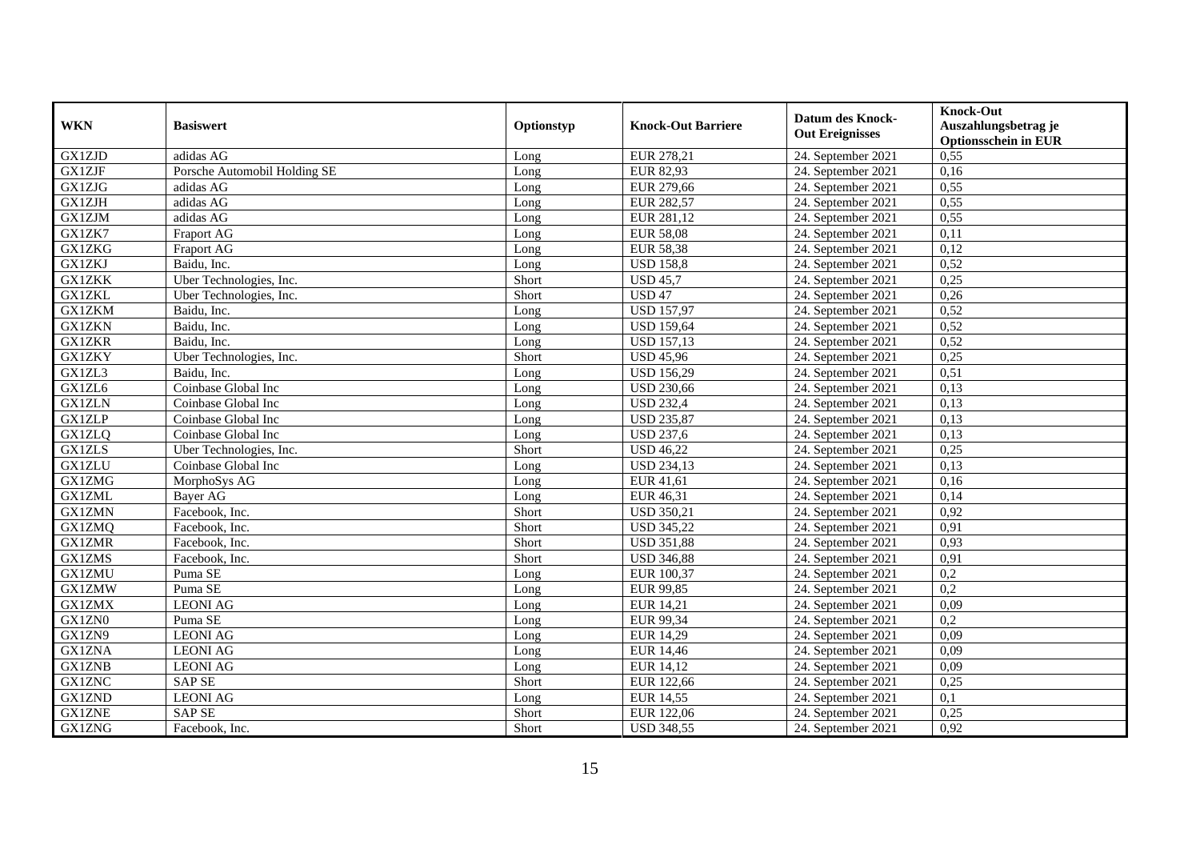| WKN | Basiswert | Optionstyp | Knock-Out Barriere | Datum des Knock-Out Ereignisses | Knock-Out Auszahlungsbetrag je Optionsschein in EUR |
|---|---|---|---|---|---|
| GX1ZJD | adidas AG | Long | EUR 278,21 | 24. September 2021 | 0,55 |
| GX1ZJF | Porsche Automobil Holding SE | Long | EUR 82,93 | 24. September 2021 | 0,16 |
| GX1ZJG | adidas AG | Long | EUR 279,66 | 24. September 2021 | 0,55 |
| GX1ZJH | adidas AG | Long | EUR 282,57 | 24. September 2021 | 0,55 |
| GX1ZJM | adidas AG | Long | EUR 281,12 | 24. September 2021 | 0,55 |
| GX1ZK7 | Fraport AG | Long | EUR 58,08 | 24. September 2021 | 0,11 |
| GX1ZKG | Fraport AG | Long | EUR 58,38 | 24. September 2021 | 0,12 |
| GX1ZKJ | Baidu, Inc. | Long | USD 158,8 | 24. September 2021 | 0,52 |
| GX1ZKK | Uber Technologies, Inc. | Short | USD 45,7 | 24. September 2021 | 0,25 |
| GX1ZKL | Uber Technologies, Inc. | Short | USD 47 | 24. September 2021 | 0,26 |
| GX1ZKM | Baidu, Inc. | Long | USD 157,97 | 24. September 2021 | 0,52 |
| GX1ZKN | Baidu, Inc. | Long | USD 159,64 | 24. September 2021 | 0,52 |
| GX1ZKR | Baidu, Inc. | Long | USD 157,13 | 24. September 2021 | 0,52 |
| GX1ZKY | Uber Technologies, Inc. | Short | USD 45,96 | 24. September 2021 | 0,25 |
| GX1ZL3 | Baidu, Inc. | Long | USD 156,29 | 24. September 2021 | 0,51 |
| GX1ZL6 | Coinbase Global Inc | Long | USD 230,66 | 24. September 2021 | 0,13 |
| GX1ZLN | Coinbase Global Inc | Long | USD 232,4 | 24. September 2021 | 0,13 |
| GX1ZLP | Coinbase Global Inc | Long | USD 235,87 | 24. September 2021 | 0,13 |
| GX1ZLQ | Coinbase Global Inc | Long | USD 237,6 | 24. September 2021 | 0,13 |
| GX1ZLS | Uber Technologies, Inc. | Short | USD 46,22 | 24. September 2021 | 0,25 |
| GX1ZLU | Coinbase Global Inc | Long | USD 234,13 | 24. September 2021 | 0,13 |
| GX1ZMG | MorphoSys AG | Long | EUR 41,61 | 24. September 2021 | 0,16 |
| GX1ZML | Bayer AG | Long | EUR 46,31 | 24. September 2021 | 0,14 |
| GX1ZMN | Facebook, Inc. | Short | USD 350,21 | 24. September 2021 | 0,92 |
| GX1ZMQ | Facebook, Inc. | Short | USD 345,22 | 24. September 2021 | 0,91 |
| GX1ZMR | Facebook, Inc. | Short | USD 351,88 | 24. September 2021 | 0,93 |
| GX1ZMS | Facebook, Inc. | Short | USD 346,88 | 24. September 2021 | 0,91 |
| GX1ZMU | Puma SE | Long | EUR 100,37 | 24. September 2021 | 0,2 |
| GX1ZMW | Puma SE | Long | EUR 99,85 | 24. September 2021 | 0,2 |
| GX1ZMX | LEONI AG | Long | EUR 14,21 | 24. September 2021 | 0,09 |
| GX1ZN0 | Puma SE | Long | EUR 99,34 | 24. September 2021 | 0,2 |
| GX1ZN9 | LEONI AG | Long | EUR 14,29 | 24. September 2021 | 0,09 |
| GX1ZNA | LEONI AG | Long | EUR 14,46 | 24. September 2021 | 0,09 |
| GX1ZNB | LEONI AG | Long | EUR 14,12 | 24. September 2021 | 0,09 |
| GX1ZNC | SAP SE | Short | EUR 122,66 | 24. September 2021 | 0,25 |
| GX1ZND | LEONI AG | Long | EUR 14,55 | 24. September 2021 | 0,1 |
| GX1ZNE | SAP SE | Short | EUR 122,06 | 24. September 2021 | 0,25 |
| GX1ZNG | Facebook, Inc. | Short | USD 348,55 | 24. September 2021 | 0,92 |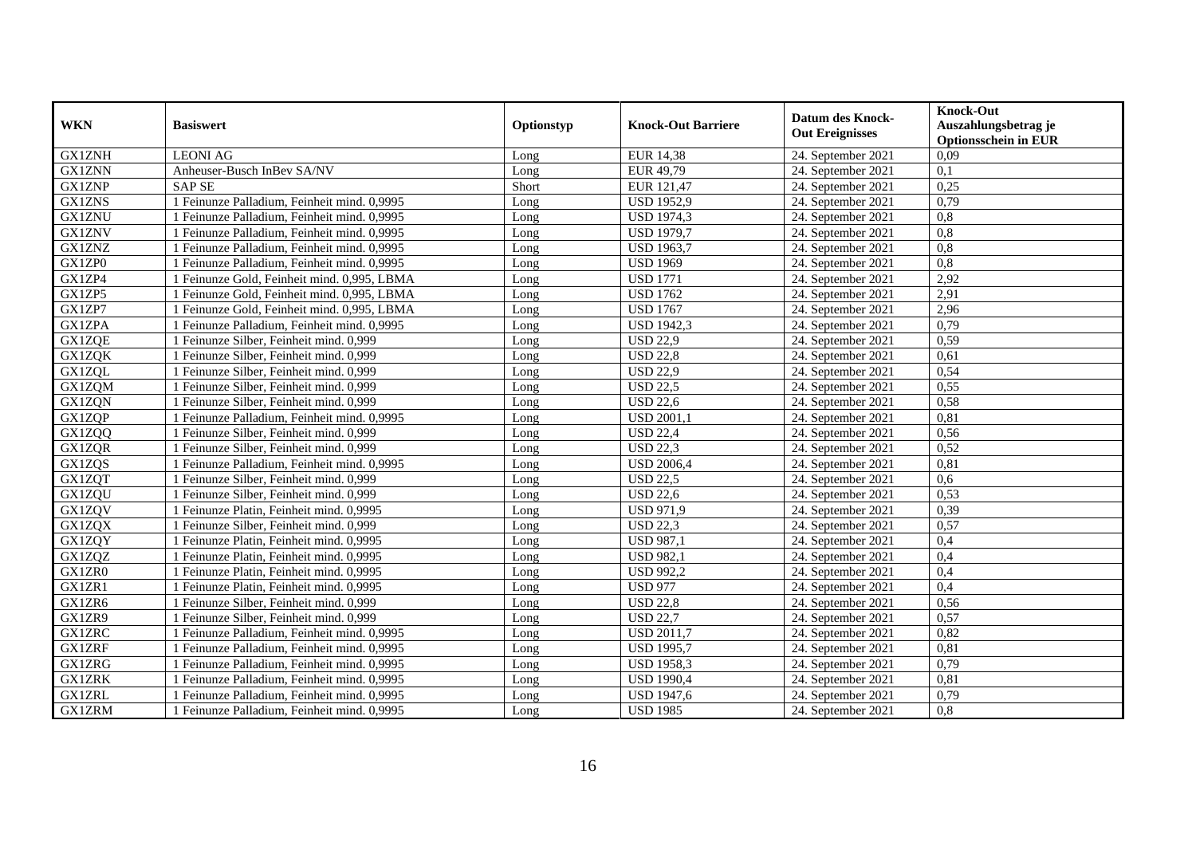| WKN | Basiswert | Optionstyp | Knock-Out Barriere | Datum des Knock-Out Ereignisses | Knock-Out Auszahlungsbetrag je Optionsschein in EUR |
|---|---|---|---|---|---|
| GX1ZNH | LEONI AG | Long | EUR 14,38 | 24. September 2021 | 0,09 |
| GX1ZNN | Anheuser-Busch InBev SA/NV | Long | EUR 49,79 | 24. September 2021 | 0,1 |
| GX1ZNP | SAP SE | Short | EUR 121,47 | 24. September 2021 | 0,25 |
| GX1ZNS | 1 Feinunze Palladium, Feinheit mind. 0,9995 | Long | USD 1952,9 | 24. September 2021 | 0,79 |
| GX1ZNU | 1 Feinunze Palladium, Feinheit mind. 0,9995 | Long | USD 1974,3 | 24. September 2021 | 0,8 |
| GX1ZNV | 1 Feinunze Palladium, Feinheit mind. 0,9995 | Long | USD 1979,7 | 24. September 2021 | 0,8 |
| GX1ZNZ | 1 Feinunze Palladium, Feinheit mind. 0,9995 | Long | USD 1963,7 | 24. September 2021 | 0,8 |
| GX1ZP0 | 1 Feinunze Palladium, Feinheit mind. 0,9995 | Long | USD 1969 | 24. September 2021 | 0,8 |
| GX1ZP4 | 1 Feinunze Gold, Feinheit mind. 0,995, LBMA | Long | USD 1771 | 24. September 2021 | 2,92 |
| GX1ZP5 | 1 Feinunze Gold, Feinheit mind. 0,995, LBMA | Long | USD 1762 | 24. September 2021 | 2,91 |
| GX1ZP7 | 1 Feinunze Gold, Feinheit mind. 0,995, LBMA | Long | USD 1767 | 24. September 2021 | 2,96 |
| GX1ZPA | 1 Feinunze Palladium, Feinheit mind. 0,9995 | Long | USD 1942,3 | 24. September 2021 | 0,79 |
| GX1ZQE | 1 Feinunze Silber, Feinheit mind. 0,999 | Long | USD 22,9 | 24. September 2021 | 0,59 |
| GX1ZQK | 1 Feinunze Silber, Feinheit mind. 0,999 | Long | USD 22,8 | 24. September 2021 | 0,61 |
| GX1ZQL | 1 Feinunze Silber, Feinheit mind. 0,999 | Long | USD 22,9 | 24. September 2021 | 0,54 |
| GX1ZQM | 1 Feinunze Silber, Feinheit mind. 0,999 | Long | USD 22,5 | 24. September 2021 | 0,55 |
| GX1ZQN | 1 Feinunze Silber, Feinheit mind. 0,999 | Long | USD 22,6 | 24. September 2021 | 0,58 |
| GX1ZQP | 1 Feinunze Palladium, Feinheit mind. 0,9995 | Long | USD 2001,1 | 24. September 2021 | 0,81 |
| GX1ZQQ | 1 Feinunze Silber, Feinheit mind. 0,999 | Long | USD 22,4 | 24. September 2021 | 0,56 |
| GX1ZQR | 1 Feinunze Silber, Feinheit mind. 0,999 | Long | USD 22,3 | 24. September 2021 | 0,52 |
| GX1ZQS | 1 Feinunze Palladium, Feinheit mind. 0,9995 | Long | USD 2006,4 | 24. September 2021 | 0,81 |
| GX1ZQT | 1 Feinunze Silber, Feinheit mind. 0,999 | Long | USD 22,5 | 24. September 2021 | 0,6 |
| GX1ZQU | 1 Feinunze Silber, Feinheit mind. 0,999 | Long | USD 22,6 | 24. September 2021 | 0,53 |
| GX1ZQV | 1 Feinunze Platin, Feinheit mind. 0,9995 | Long | USD 971,9 | 24. September 2021 | 0,39 |
| GX1ZQX | 1 Feinunze Silber, Feinheit mind. 0,999 | Long | USD 22,3 | 24. September 2021 | 0,57 |
| GX1ZQY | 1 Feinunze Platin, Feinheit mind. 0,9995 | Long | USD 987,1 | 24. September 2021 | 0,4 |
| GX1ZQZ | 1 Feinunze Platin, Feinheit mind. 0,9995 | Long | USD 982,1 | 24. September 2021 | 0,4 |
| GX1ZR0 | 1 Feinunze Platin, Feinheit mind. 0,9995 | Long | USD 992,2 | 24. September 2021 | 0,4 |
| GX1ZR1 | 1 Feinunze Platin, Feinheit mind. 0,9995 | Long | USD 977 | 24. September 2021 | 0,4 |
| GX1ZR6 | 1 Feinunze Silber, Feinheit mind. 0,999 | Long | USD 22,8 | 24. September 2021 | 0,56 |
| GX1ZR9 | 1 Feinunze Silber, Feinheit mind. 0,999 | Long | USD 22,7 | 24. September 2021 | 0,57 |
| GX1ZRC | 1 Feinunze Palladium, Feinheit mind. 0,9995 | Long | USD 2011,7 | 24. September 2021 | 0,82 |
| GX1ZRF | 1 Feinunze Palladium, Feinheit mind. 0,9995 | Long | USD 1995,7 | 24. September 2021 | 0,81 |
| GX1ZRG | 1 Feinunze Palladium, Feinheit mind. 0,9995 | Long | USD 1958,3 | 24. September 2021 | 0,79 |
| GX1ZRK | 1 Feinunze Palladium, Feinheit mind. 0,9995 | Long | USD 1990,4 | 24. September 2021 | 0,81 |
| GX1ZRL | 1 Feinunze Palladium, Feinheit mind. 0,9995 | Long | USD 1947,6 | 24. September 2021 | 0,79 |
| GX1ZRM | 1 Feinunze Palladium, Feinheit mind. 0,9995 | Long | USD 1985 | 24. September 2021 | 0,8 |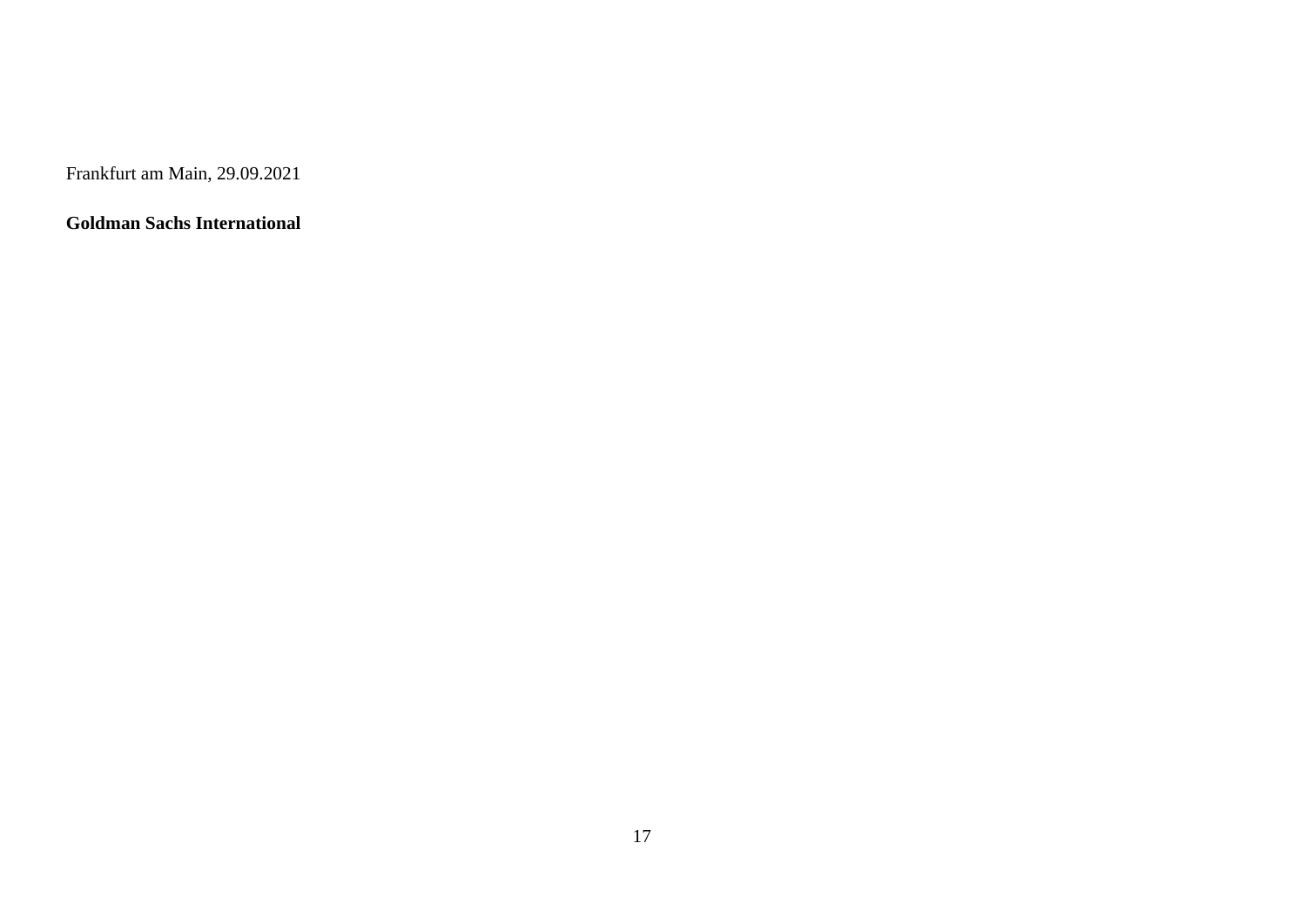Frankfurt am Main, 29.09.2021

**Goldman Sachs International**